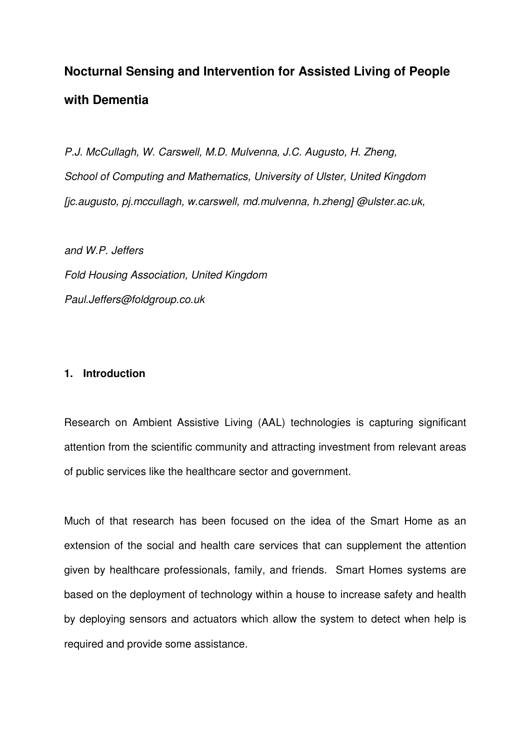# Nocturnal Sensing and Intervention for Assisted Living of People with Dementia

*P.J. McCullagh, W. Carswell, M.D. Mulvenna, J.C. Augusto, H. Zheng,*
*School of Computing and Mathematics, University of Ulster, United Kingdom*
*[jc.augusto, pj.mccullagh, w.carswell, md.mulvenna, h.zheng] @ulster.ac.uk,*

*and W.P. Jeffers*
*Fold Housing Association, United Kingdom*
*Paul.Jeffers@foldgroup.co.uk*

## 1. Introduction

Research on Ambient Assistive Living (AAL) technologies is capturing significant attention from the scientific community and attracting investment from relevant areas of public services like the healthcare sector and government.

Much of that research has been focused on the idea of the Smart Home as an extension of the social and health care services that can supplement the attention given by healthcare professionals, family, and friends. Smart Homes systems are based on the deployment of technology within a house to increase safety and health by deploying sensors and actuators which allow the system to detect when help is required and provide some assistance.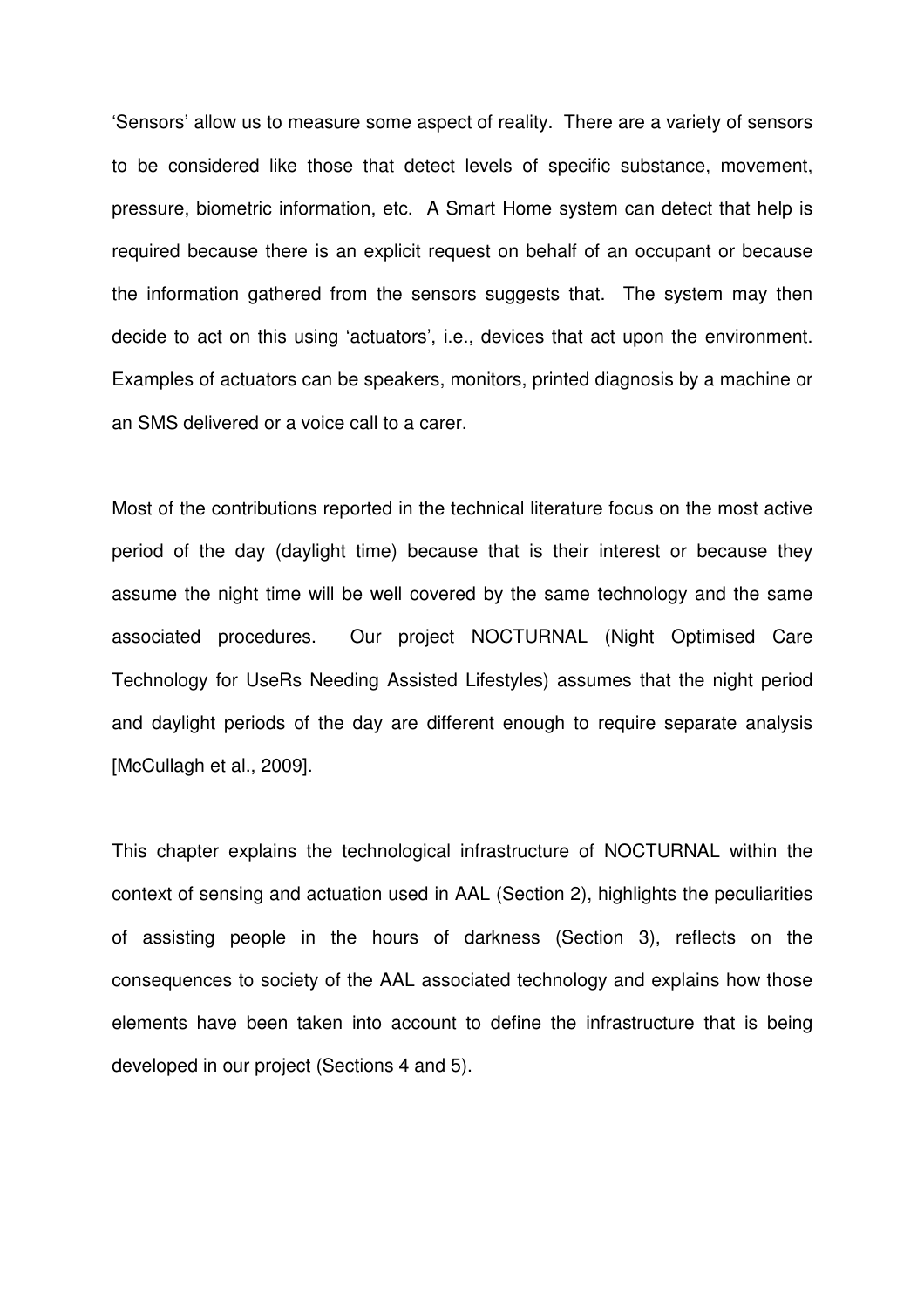'Sensors' allow us to measure some aspect of reality. There are a variety of sensors to be considered like those that detect levels of specific substance, movement, pressure, biometric information, etc. A Smart Home system can detect that help is required because there is an explicit request on behalf of an occupant or because the information gathered from the sensors suggests that. The system may then decide to act on this using 'actuators', i.e., devices that act upon the environment. Examples of actuators can be speakers, monitors, printed diagnosis by a machine or an SMS delivered or a voice call to a carer.

Most of the contributions reported in the technical literature focus on the most active period of the day (daylight time) because that is their interest or because they assume the night time will be well covered by the same technology and the same associated procedures. Our project NOCTURNAL (Night Optimised Care Technology for UseRs Needing Assisted Lifestyles) assumes that the night period and daylight periods of the day are different enough to require separate analysis [McCullagh et al., 2009].

This chapter explains the technological infrastructure of NOCTURNAL within the context of sensing and actuation used in AAL (Section 2), highlights the peculiarities of assisting people in the hours of darkness (Section 3), reflects on the consequences to society of the AAL associated technology and explains how those elements have been taken into account to define the infrastructure that is being developed in our project (Sections 4 and 5).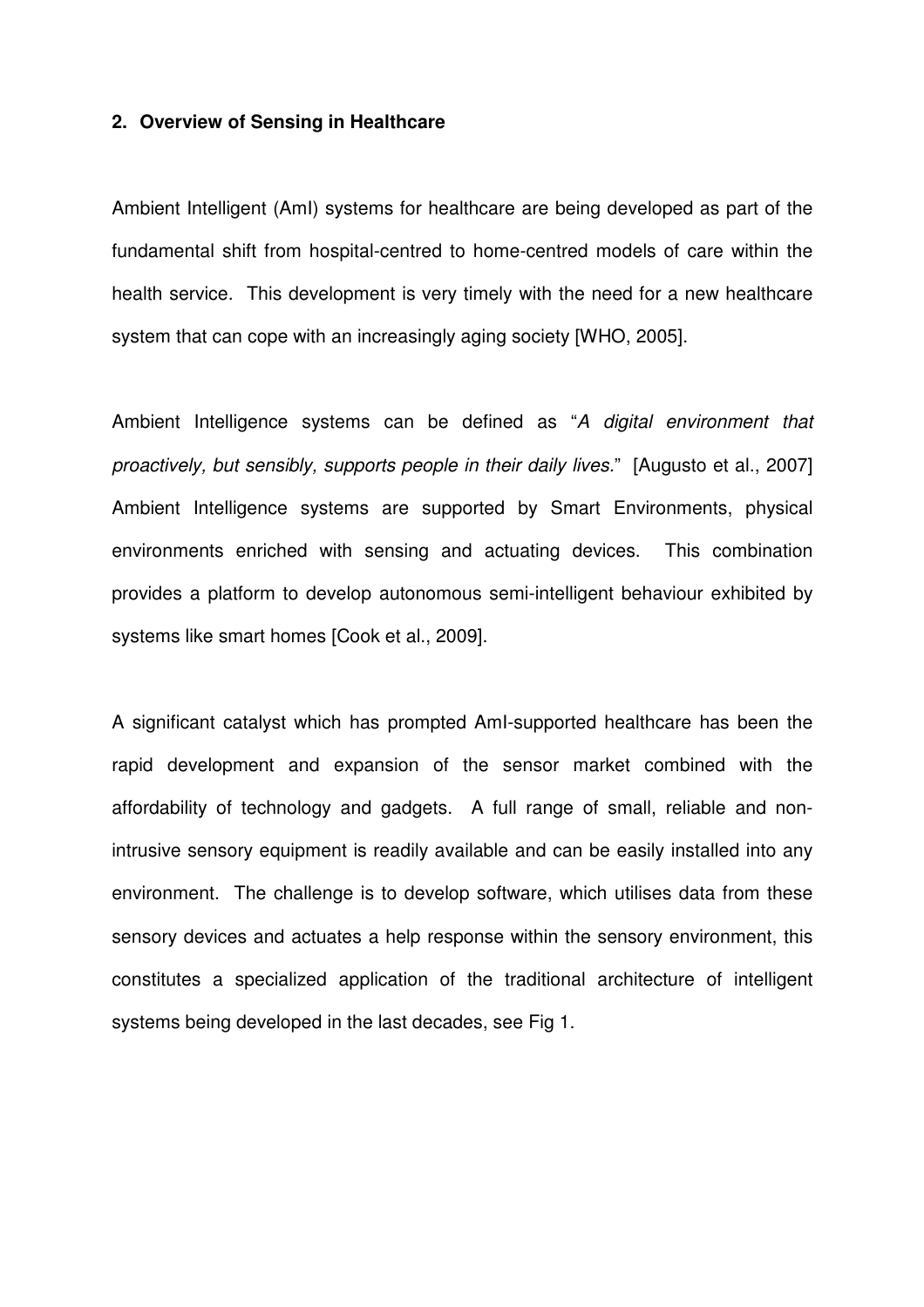## 2. Overview of Sensing in Healthcare

Ambient Intelligent (AmI) systems for healthcare are being developed as part of the fundamental shift from hospital-centred to home-centred models of care within the health service. This development is very timely with the need for a new healthcare system that can cope with an increasingly aging society [WHO, 2005].

Ambient Intelligence systems can be defined as "*A digital environment that proactively, but sensibly, supports people in their daily lives.*" [Augusto et al., 2007] Ambient Intelligence systems are supported by Smart Environments, physical environments enriched with sensing and actuating devices. This combination provides a platform to develop autonomous semi-intelligent behaviour exhibited by systems like smart homes [Cook et al., 2009].

A significant catalyst which has prompted AmI-supported healthcare has been the rapid development and expansion of the sensor market combined with the affordability of technology and gadgets. A full range of small, reliable and non-intrusive sensory equipment is readily available and can be easily installed into any environment. The challenge is to develop software, which utilises data from these sensory devices and actuates a help response within the sensory environment, this constitutes a specialized application of the traditional architecture of intelligent systems being developed in the last decades, see Fig 1.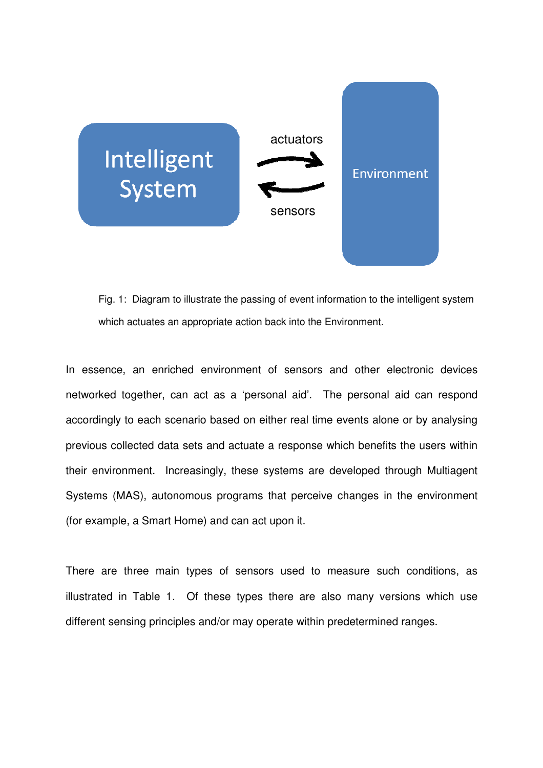Fig. 1: Diagram to illustrate the passing of event information to the intelligent system which actuates an appropriate action back into the Environment.

In essence, an enriched environment of sensors and other electronic devices networked together, can act as a 'personal aid'. The personal aid can respond accordingly to each scenario based on either real time events alone or by analysing previous collected data sets and actuate a response which benefits the users within their environment. Increasingly, these systems are developed through Multiagent Systems (MAS), autonomous programs that perceive changes in the environment (for example, a Smart Home) and can act upon it.

There are three main types of sensors used to measure such conditions, as illustrated in Table 1. Of these types there are also many versions which use different sensing principles and/or may operate within predetermined ranges.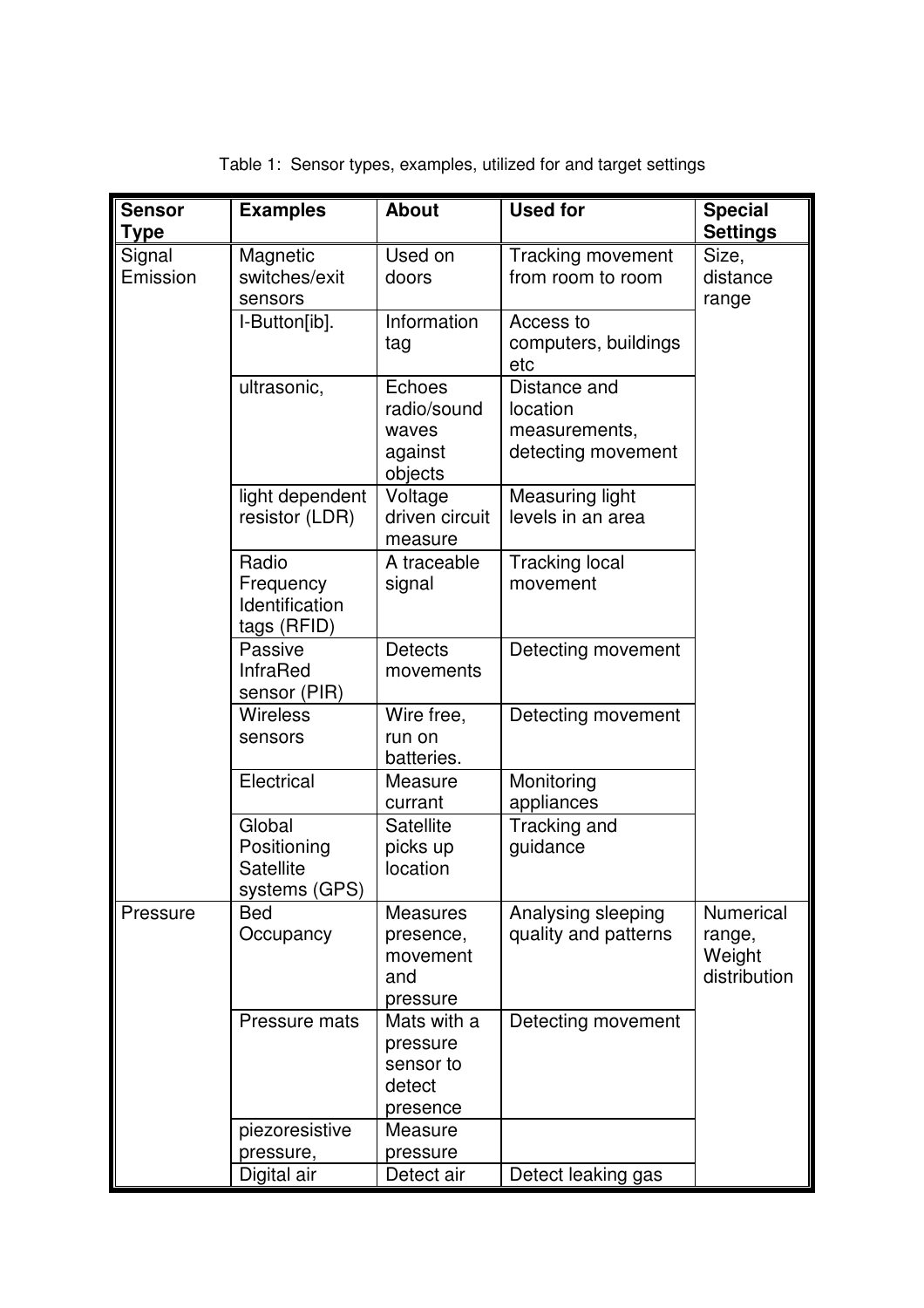Table 1: Sensor types, examples, utilized for and target settings

| Sensor Type | Examples | About | Used for | Special Settings |
| --- | --- | --- | --- | --- |
| Signal Emission | Magnetic switches/exit sensors | Used on doors | Tracking movement from room to room | Size, distance range |
| | I-Button[ib]. | Information tag | Access to computers, buildings etc | |
| | ultrasonic, | Echoes radio/sound waves against objects | Distance and location measurements, detecting movement | |
| | light dependent resistor (LDR) | Voltage driven circuit measure | Measuring light levels in an area | |
| | Radio Frequency Identification tags (RFID) | A traceable signal | Tracking local movement | |
| | Passive InfraRed sensor (PIR) | Detects movements | Detecting movement | |
| | Wireless sensors | Wire free, run on batteries. | Detecting movement | |
| | Electrical | Measure currant | Monitoring appliances | |
| | Global Positioning Satellite systems (GPS) | Satellite picks up location | Tracking and guidance | |
| Pressure | Bed Occupancy | Measures presence, movement and pressure | Analysing sleeping quality and patterns | Numerical range, Weight distribution |
| | Pressure mats | Mats with a pressure sensor to detect presence | Detecting movement | |
| | piezoresistive pressure, | Measure pressure | | |
| | Digital air | Detect air | Detect leaking gas | |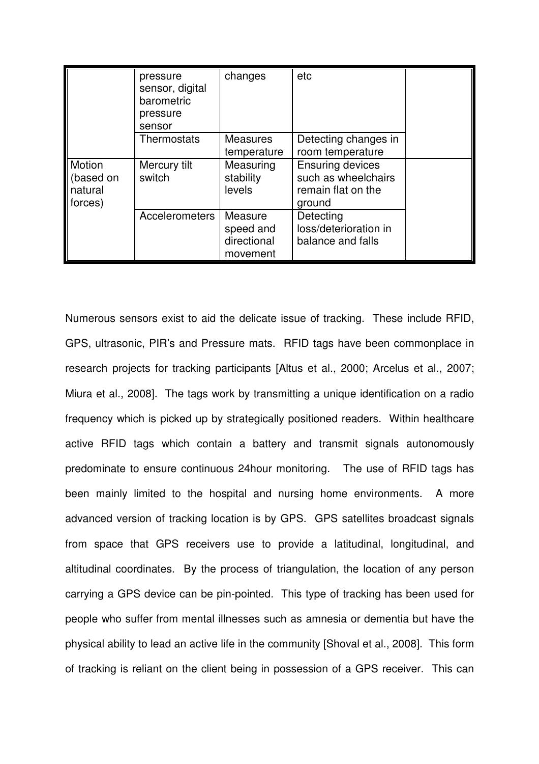| | | | | |
|---|---|---|---|---|
| | pressure sensor, digital barometric pressure sensor | changes | etc | |
| | Thermostats | Measures temperature | Detecting changes in room temperature | |
| Motion (based on natural forces) | Mercury tilt switch | Measuring stability levels | Ensuring devices such as wheelchairs remain flat on the ground | |
| | Accelerometers | Measure speed and directional movement | Detecting loss/deterioration in balance and falls | |

Numerous sensors exist to aid the delicate issue of tracking. These include RFID, GPS, ultrasonic, PIR's and Pressure mats. RFID tags have been commonplace in research projects for tracking participants [Altus et al., 2000; Arcelus et al., 2007; Miura et al., 2008]. The tags work by transmitting a unique identification on a radio frequency which is picked up by strategically positioned readers. Within healthcare active RFID tags which contain a battery and transmit signals autonomously predominate to ensure continuous 24hour monitoring. The use of RFID tags has been mainly limited to the hospital and nursing home environments. A more advanced version of tracking location is by GPS. GPS satellites broadcast signals from space that GPS receivers use to provide a latitudinal, longitudinal, and altitudinal coordinates. By the process of triangulation, the location of any person carrying a GPS device can be pin-pointed. This type of tracking has been used for people who suffer from mental illnesses such as amnesia or dementia but have the physical ability to lead an active life in the community [Shoval et al., 2008]. This form of tracking is reliant on the client being in possession of a GPS receiver. This can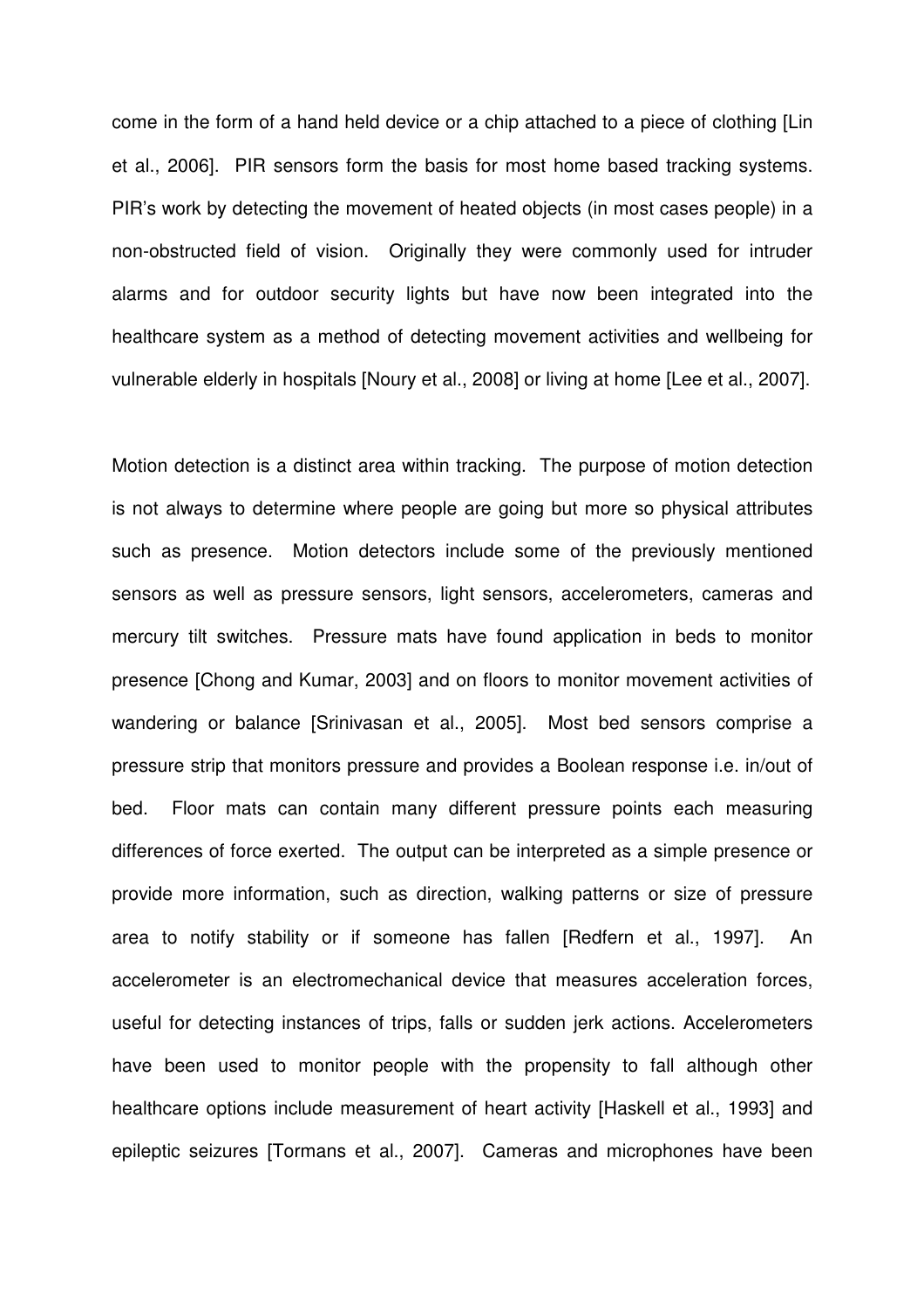come in the form of a hand held device or a chip attached to a piece of clothing [Lin et al., 2006]. PIR sensors form the basis for most home based tracking systems. PIR's work by detecting the movement of heated objects (in most cases people) in a non-obstructed field of vision. Originally they were commonly used for intruder alarms and for outdoor security lights but have now been integrated into the healthcare system as a method of detecting movement activities and wellbeing for vulnerable elderly in hospitals [Noury et al., 2008] or living at home [Lee et al., 2007].

Motion detection is a distinct area within tracking. The purpose of motion detection is not always to determine where people are going but more so physical attributes such as presence. Motion detectors include some of the previously mentioned sensors as well as pressure sensors, light sensors, accelerometers, cameras and mercury tilt switches. Pressure mats have found application in beds to monitor presence [Chong and Kumar, 2003] and on floors to monitor movement activities of wandering or balance [Srinivasan et al., 2005]. Most bed sensors comprise a pressure strip that monitors pressure and provides a Boolean response i.e. in/out of bed. Floor mats can contain many different pressure points each measuring differences of force exerted. The output can be interpreted as a simple presence or provide more information, such as direction, walking patterns or size of pressure area to notify stability or if someone has fallen [Redfern et al., 1997]. An accelerometer is an electromechanical device that measures acceleration forces, useful for detecting instances of trips, falls or sudden jerk actions. Accelerometers have been used to monitor people with the propensity to fall although other healthcare options include measurement of heart activity [Haskell et al., 1993] and epileptic seizures [Tormans et al., 2007]. Cameras and microphones have been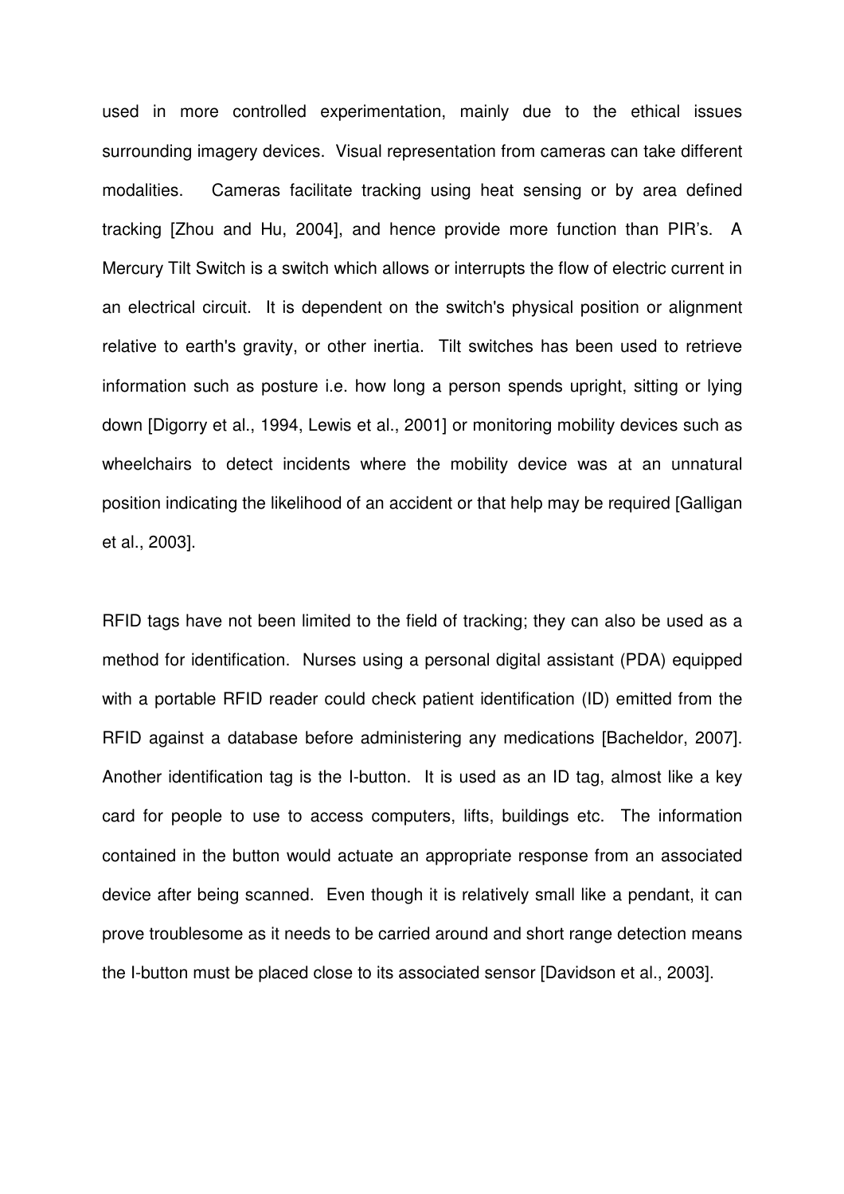used in more controlled experimentation, mainly due to the ethical issues surrounding imagery devices. Visual representation from cameras can take different modalities. Cameras facilitate tracking using heat sensing or by area defined tracking [Zhou and Hu, 2004], and hence provide more function than PIR's. A Mercury Tilt Switch is a switch which allows or interrupts the flow of electric current in an electrical circuit. It is dependent on the switch's physical position or alignment relative to earth's gravity, or other inertia. Tilt switches has been used to retrieve information such as posture i.e. how long a person spends upright, sitting or lying down [Digorry et al., 1994, Lewis et al., 2001] or monitoring mobility devices such as wheelchairs to detect incidents where the mobility device was at an unnatural position indicating the likelihood of an accident or that help may be required [Galligan et al., 2003].

RFID tags have not been limited to the field of tracking; they can also be used as a method for identification. Nurses using a personal digital assistant (PDA) equipped with a portable RFID reader could check patient identification (ID) emitted from the RFID against a database before administering any medications [Bacheldor, 2007]. Another identification tag is the I-button. It is used as an ID tag, almost like a key card for people to use to access computers, lifts, buildings etc. The information contained in the button would actuate an appropriate response from an associated device after being scanned. Even though it is relatively small like a pendant, it can prove troublesome as it needs to be carried around and short range detection means the I-button must be placed close to its associated sensor [Davidson et al., 2003].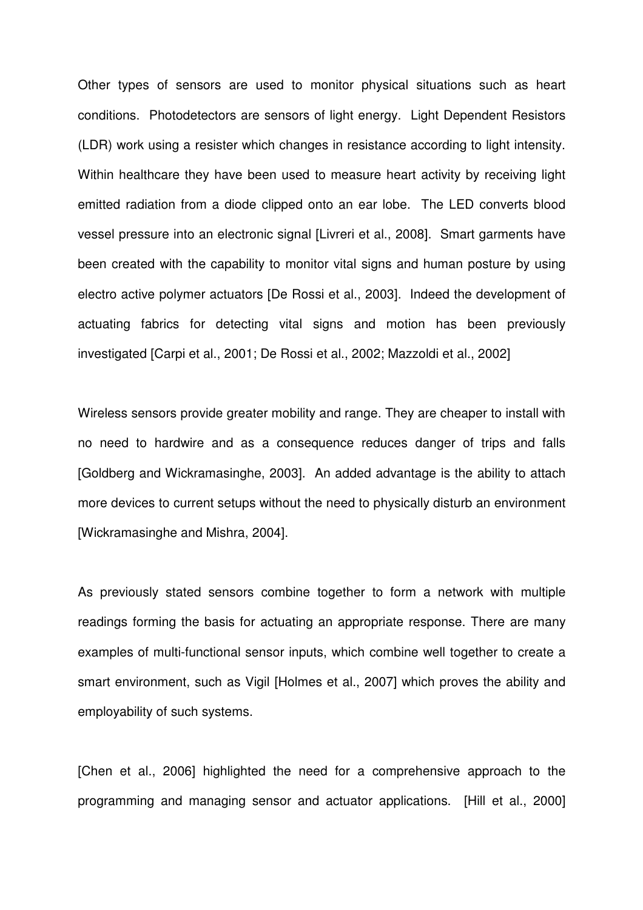Other types of sensors are used to monitor physical situations such as heart conditions. Photodetectors are sensors of light energy. Light Dependent Resistors (LDR) work using a resister which changes in resistance according to light intensity. Within healthcare they have been used to measure heart activity by receiving light emitted radiation from a diode clipped onto an ear lobe. The LED converts blood vessel pressure into an electronic signal [Livreri et al., 2008]. Smart garments have been created with the capability to monitor vital signs and human posture by using electro active polymer actuators [De Rossi et al., 2003]. Indeed the development of actuating fabrics for detecting vital signs and motion has been previously investigated [Carpi et al., 2001; De Rossi et al., 2002; Mazzoldi et al., 2002]

Wireless sensors provide greater mobility and range. They are cheaper to install with no need to hardwire and as a consequence reduces danger of trips and falls [Goldberg and Wickramasinghe, 2003]. An added advantage is the ability to attach more devices to current setups without the need to physically disturb an environment [Wickramasinghe and Mishra, 2004].

As previously stated sensors combine together to form a network with multiple readings forming the basis for actuating an appropriate response. There are many examples of multi-functional sensor inputs, which combine well together to create a smart environment, such as Vigil [Holmes et al., 2007] which proves the ability and employability of such systems.

[Chen et al., 2006] highlighted the need for a comprehensive approach to the programming and managing sensor and actuator applications. [Hill et al., 2000]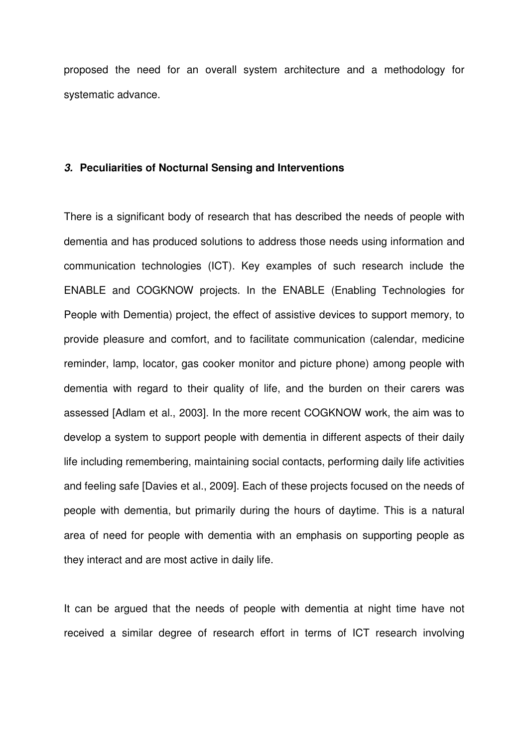proposed the need for an overall system architecture and a methodology for systematic advance.

### ***3.*** **Peculiarities of Nocturnal Sensing and Interventions**

There is a significant body of research that has described the needs of people with dementia and has produced solutions to address those needs using information and communication technologies (ICT). Key examples of such research include the ENABLE and COGKNOW projects. In the ENABLE (Enabling Technologies for People with Dementia) project, the effect of assistive devices to support memory, to provide pleasure and comfort, and to facilitate communication (calendar, medicine reminder, lamp, locator, gas cooker monitor and picture phone) among people with dementia with regard to their quality of life, and the burden on their carers was assessed [Adlam et al., 2003]. In the more recent COGKNOW work, the aim was to develop a system to support people with dementia in different aspects of their daily life including remembering, maintaining social contacts, performing daily life activities and feeling safe [Davies et al., 2009]. Each of these projects focused on the needs of people with dementia, but primarily during the hours of daytime. This is a natural area of need for people with dementia with an emphasis on supporting people as they interact and are most active in daily life.

It can be argued that the needs of people with dementia at night time have not received a similar degree of research effort in terms of ICT research involving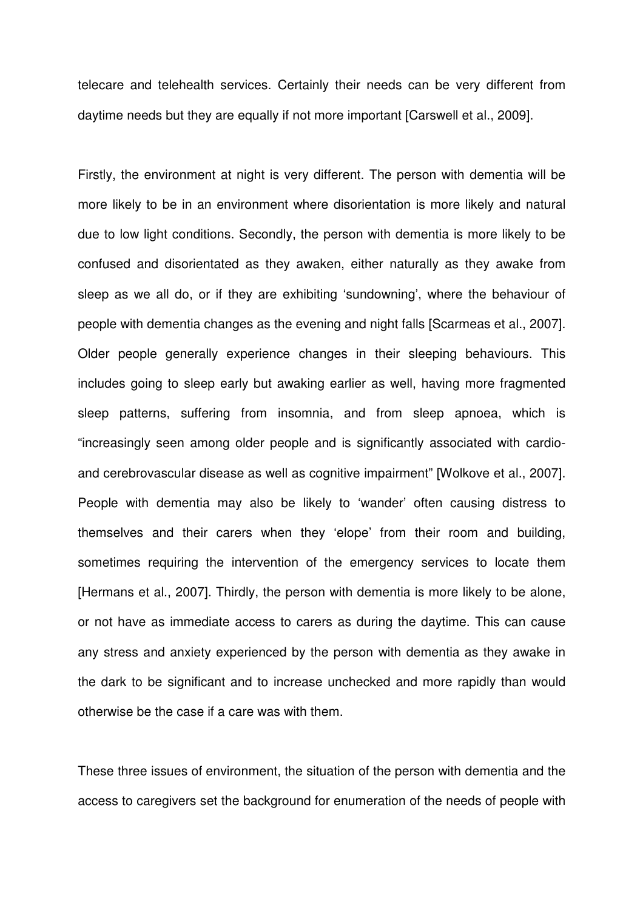telecare and telehealth services. Certainly their needs can be very different from daytime needs but they are equally if not more important [Carswell et al., 2009].

Firstly, the environment at night is very different. The person with dementia will be more likely to be in an environment where disorientation is more likely and natural due to low light conditions. Secondly, the person with dementia is more likely to be confused and disorientated as they awaken, either naturally as they awake from sleep as we all do, or if they are exhibiting ‘sundowning’, where the behaviour of people with dementia changes as the evening and night falls [Scarmeas et al., 2007]. Older people generally experience changes in their sleeping behaviours. This includes going to sleep early but awaking earlier as well, having more fragmented sleep patterns, suffering from insomnia, and from sleep apnoea, which is “increasingly seen among older people and is significantly associated with cardio- and cerebrovascular disease as well as cognitive impairment” [Wolkove et al., 2007]. People with dementia may also be likely to ‘wander’ often causing distress to themselves and their carers when they ‘elope’ from their room and building, sometimes requiring the intervention of the emergency services to locate them [Hermans et al., 2007]. Thirdly, the person with dementia is more likely to be alone, or not have as immediate access to carers as during the daytime. This can cause any stress and anxiety experienced by the person with dementia as they awake in the dark to be significant and to increase unchecked and more rapidly than would otherwise be the case if a care was with them.

These three issues of environment, the situation of the person with dementia and the access to caregivers set the background for enumeration of the needs of people with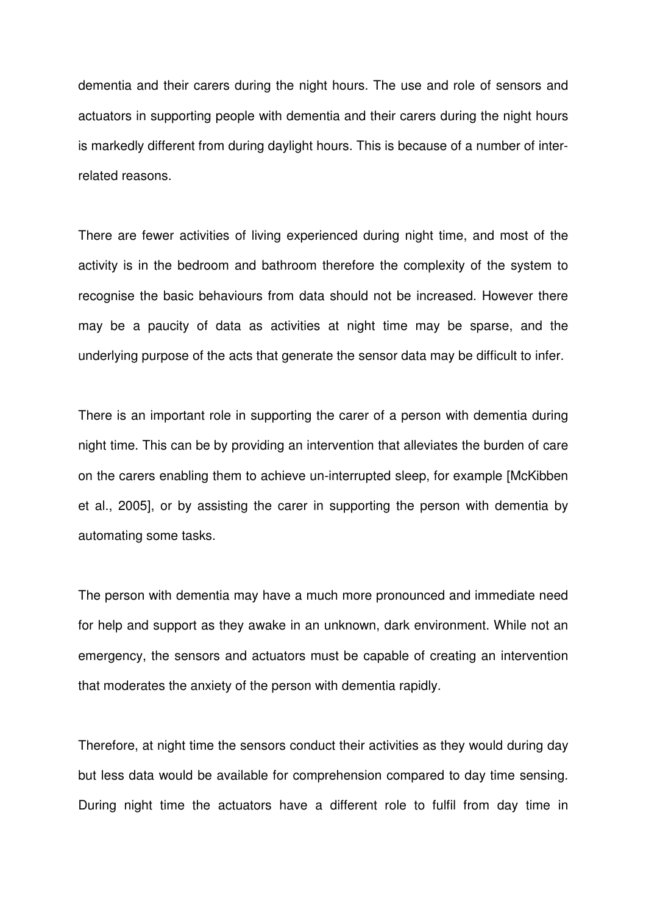dementia and their carers during the night hours. The use and role of sensors and actuators in supporting people with dementia and their carers during the night hours is markedly different from during daylight hours. This is because of a number of inter-related reasons.

There are fewer activities of living experienced during night time, and most of the activity is in the bedroom and bathroom therefore the complexity of the system to recognise the basic behaviours from data should not be increased. However there may be a paucity of data as activities at night time may be sparse, and the underlying purpose of the acts that generate the sensor data may be difficult to infer.

There is an important role in supporting the carer of a person with dementia during night time. This can be by providing an intervention that alleviates the burden of care on the carers enabling them to achieve un-interrupted sleep, for example [McKibben et al., 2005], or by assisting the carer in supporting the person with dementia by automating some tasks.

The person with dementia may have a much more pronounced and immediate need for help and support as they awake in an unknown, dark environment. While not an emergency, the sensors and actuators must be capable of creating an intervention that moderates the anxiety of the person with dementia rapidly.

Therefore, at night time the sensors conduct their activities as they would during day but less data would be available for comprehension compared to day time sensing. During night time the actuators have a different role to fulfil from day time in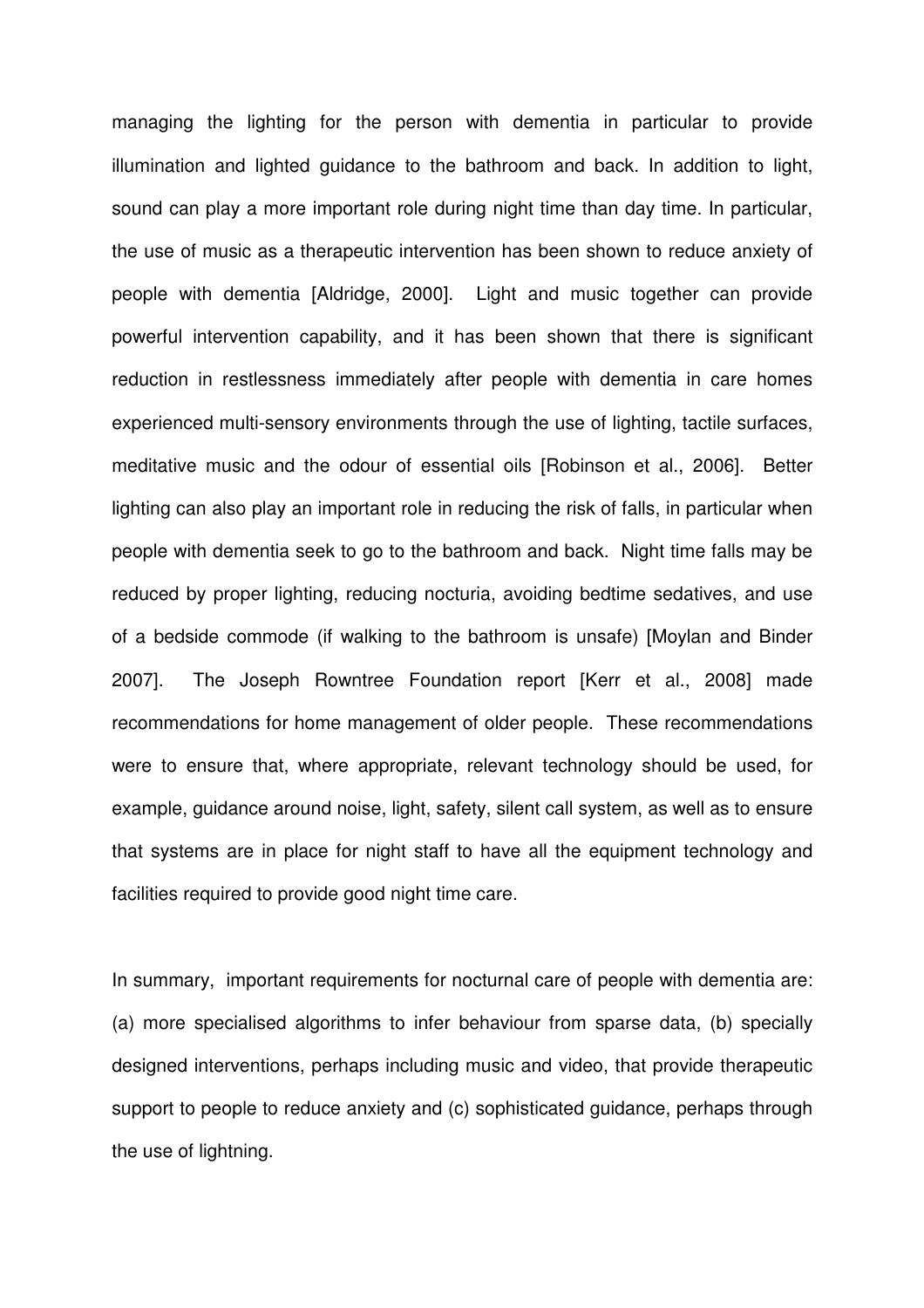managing the lighting for the person with dementia in particular to provide illumination and lighted guidance to the bathroom and back. In addition to light, sound can play a more important role during night time than day time. In particular, the use of music as a therapeutic intervention has been shown to reduce anxiety of people with dementia [Aldridge, 2000]. Light and music together can provide powerful intervention capability, and it has been shown that there is significant reduction in restlessness immediately after people with dementia in care homes experienced multi-sensory environments through the use of lighting, tactile surfaces, meditative music and the odour of essential oils [Robinson et al., 2006]. Better lighting can also play an important role in reducing the risk of falls, in particular when people with dementia seek to go to the bathroom and back. Night time falls may be reduced by proper lighting, reducing nocturia, avoiding bedtime sedatives, and use of a bedside commode (if walking to the bathroom is unsafe) [Moylan and Binder 2007]. The Joseph Rowntree Foundation report [Kerr et al., 2008] made recommendations for home management of older people. These recommendations were to ensure that, where appropriate, relevant technology should be used, for example, guidance around noise, light, safety, silent call system, as well as to ensure that systems are in place for night staff to have all the equipment technology and facilities required to provide good night time care.

In summary, important requirements for nocturnal care of people with dementia are: (a) more specialised algorithms to infer behaviour from sparse data, (b) specially designed interventions, perhaps including music and video, that provide therapeutic support to people to reduce anxiety and (c) sophisticated guidance, perhaps through the use of lightning.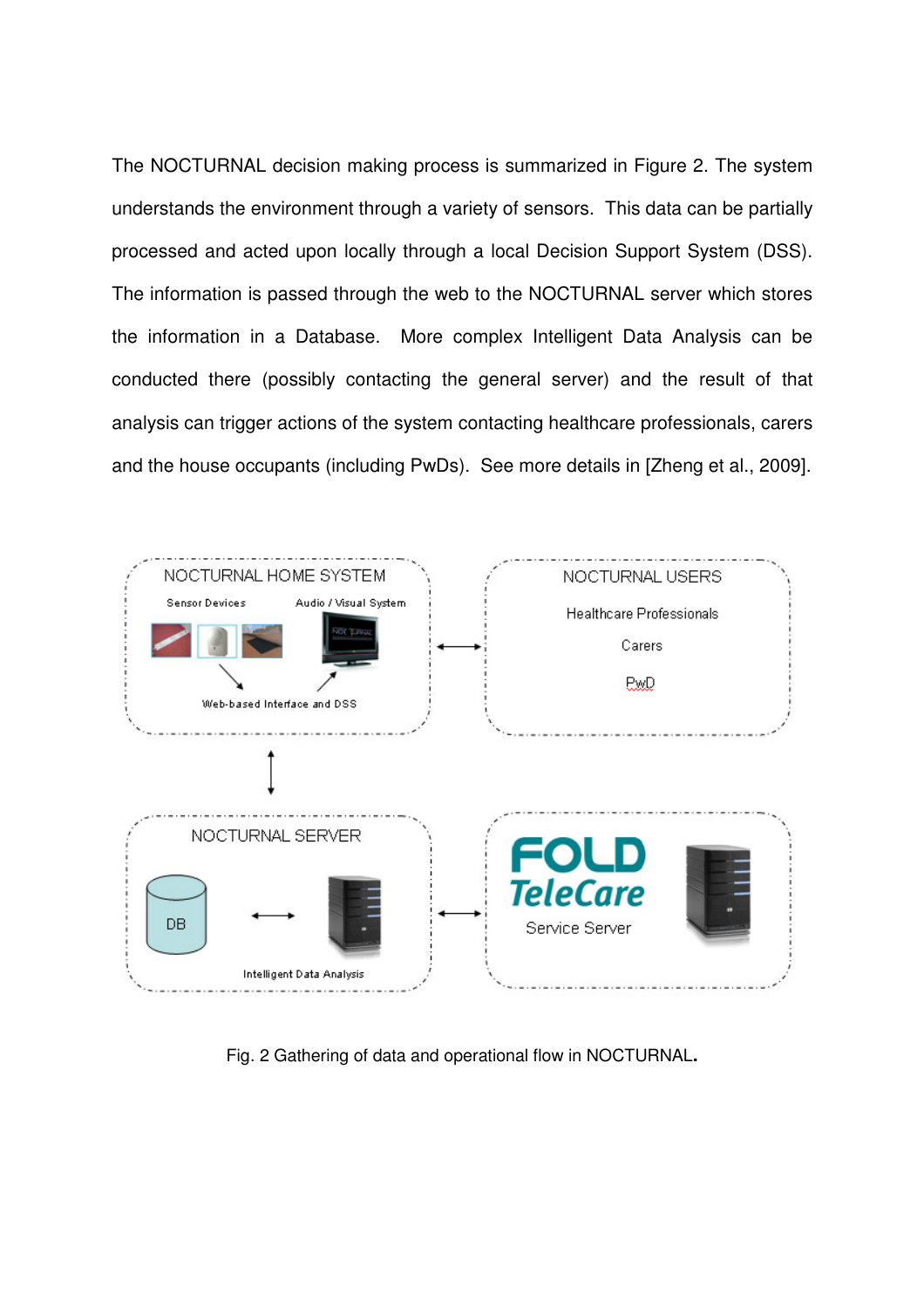The NOCTURNAL decision making process is summarized in Figure 2. The system understands the environment through a variety of sensors. This data can be partially processed and acted upon locally through a local Decision Support System (DSS). The information is passed through the web to the NOCTURNAL server which stores the information in a Database. More complex Intelligent Data Analysis can be conducted there (possibly contacting the general server) and the result of that analysis can trigger actions of the system contacting healthcare professionals, carers and the house occupants (including PwDs). See more details in [Zheng et al., 2009].

Fig. 2 Gathering of data and operational flow in NOCTURNAL.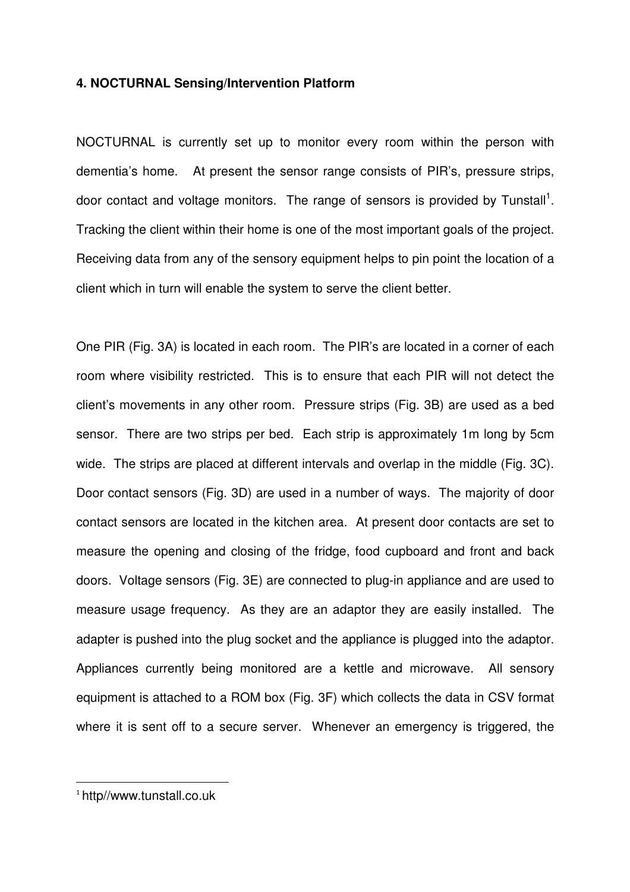#### 4. NOCTURNAL Sensing/Intervention Platform

NOCTURNAL is currently set up to monitor every room within the person with dementia's home. At present the sensor range consists of PIR's, pressure strips, door contact and voltage monitors. The range of sensors is provided by Tunstall[1]. Tracking the client within their home is one of the most important goals of the project. Receiving data from any of the sensory equipment helps to pin point the location of a client which in turn will enable the system to serve the client better.

One PIR (Fig. 3A) is located in each room. The PIR's are located in a corner of each room where visibility restricted. This is to ensure that each PIR will not detect the client's movements in any other room. Pressure strips (Fig. 3B) are used as a bed sensor. There are two strips per bed. Each strip is approximately 1m long by 5cm wide. The strips are placed at different intervals and overlap in the middle (Fig. 3C). Door contact sensors (Fig. 3D) are used in a number of ways. The majority of door contact sensors are located in the kitchen area. At present door contacts are set to measure the opening and closing of the fridge, food cupboard and front and back doors. Voltage sensors (Fig. 3E) are connected to plug-in appliance and are used to measure usage frequency. As they are an adaptor they are easily installed. The adapter is pushed into the plug socket and the appliance is plugged into the adaptor. Appliances currently being monitored are a kettle and microwave. All sensory equipment is attached to a ROM box (Fig. 3F) which collects the data in CSV format where it is sent off to a secure server. Whenever an emergency is triggered, the

[1] http//www.tunstall.co.uk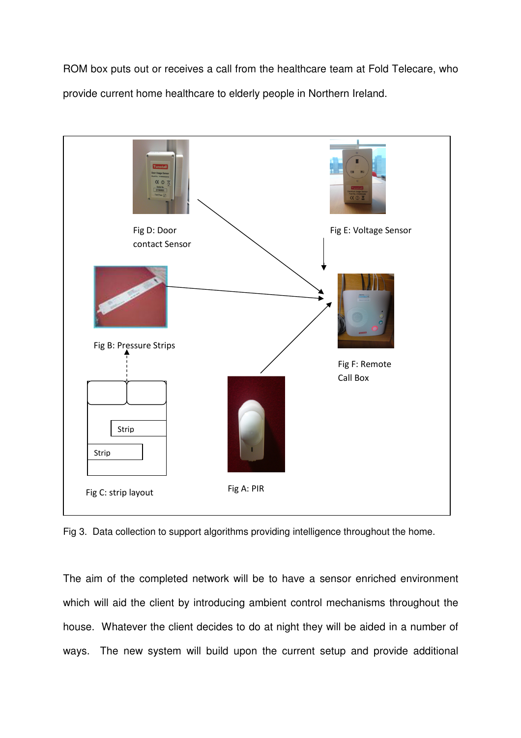ROM box puts out or receives a call from the healthcare team at Fold Telecare, who provide current home healthcare to elderly people in Northern Ireland.

Fig D: Door contact Sensor

Fig E: Voltage Sensor

Fig B: Pressure Strips

Fig F: Remote Call Box

Strip

Strip

Fig C: strip layout

Fig A: PIR

Fig 3. Data collection to support algorithms providing intelligence throughout the home.

The aim of the completed network will be to have a sensor enriched environment which will aid the client by introducing ambient control mechanisms throughout the house. Whatever the client decides to do at night they will be aided in a number of ways. The new system will build upon the current setup and provide additional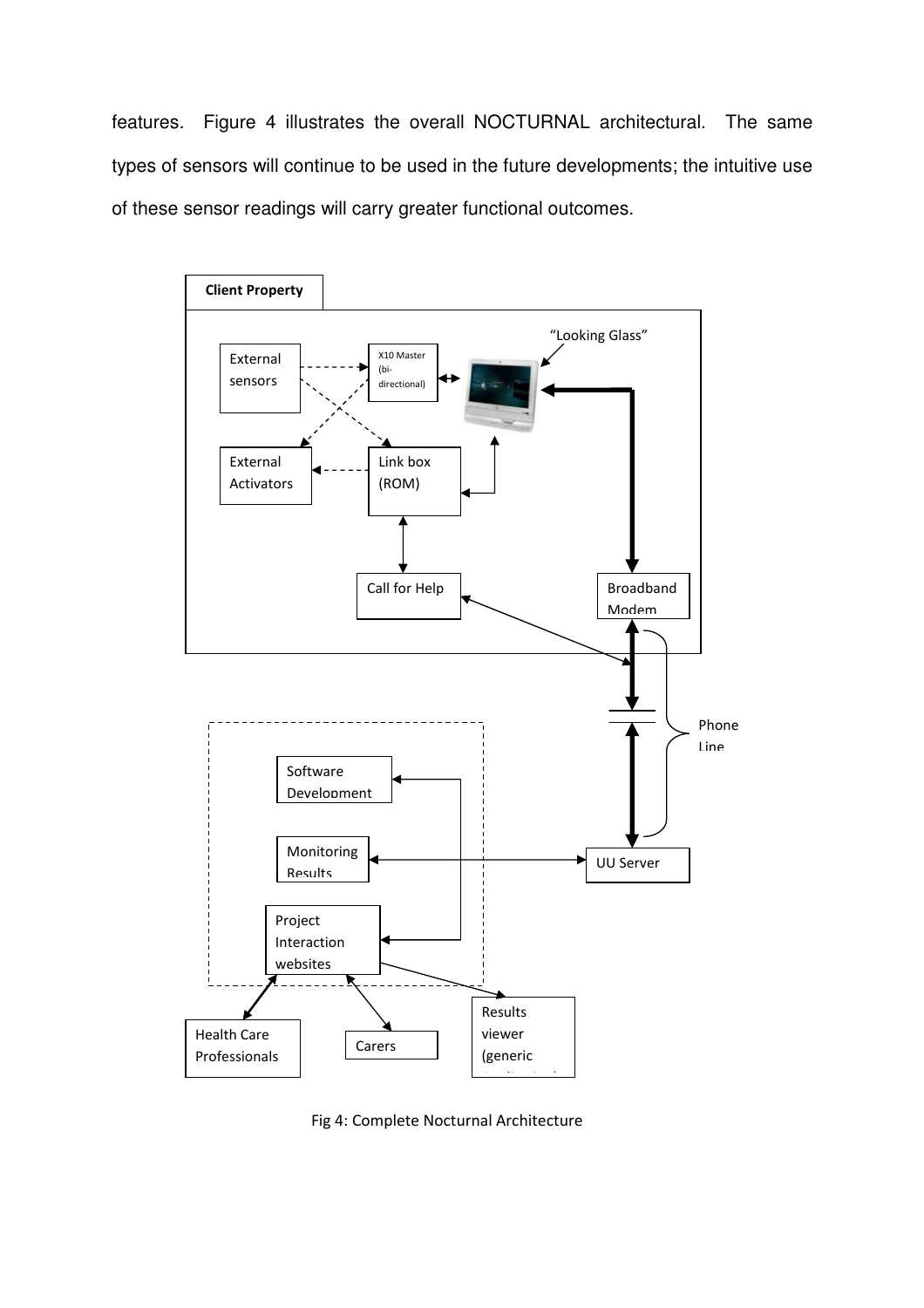features. Figure 4 illustrates the overall NOCTURNAL architectural. The same types of sensors will continue to be used in the future developments; the intuitive use of these sensor readings will carry greater functional outcomes.

Fig 4: Complete Nocturnal Architecture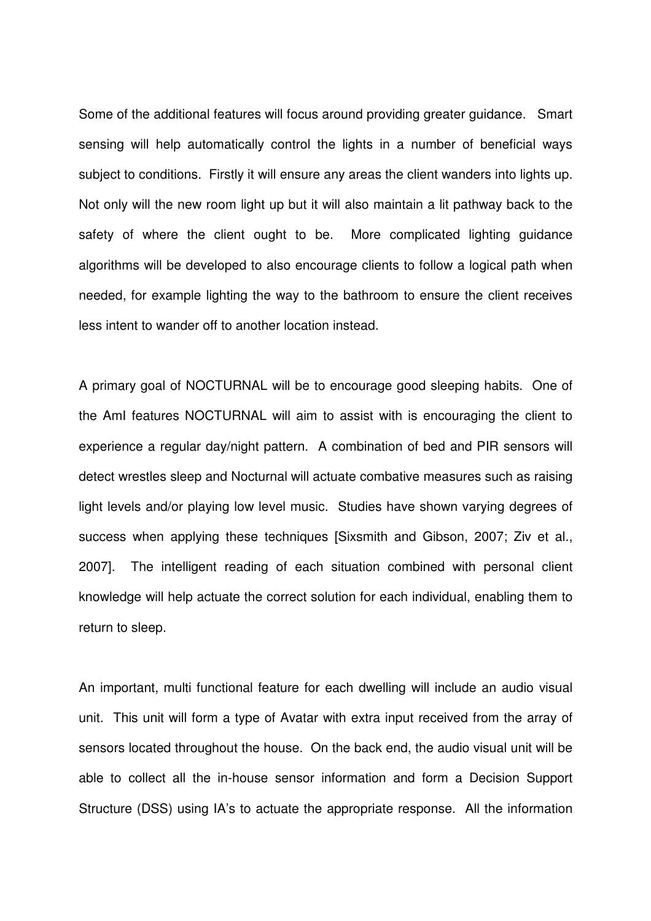Some of the additional features will focus around providing greater guidance. Smart sensing will help automatically control the lights in a number of beneficial ways subject to conditions. Firstly it will ensure any areas the client wanders into lights up. Not only will the new room light up but it will also maintain a lit pathway back to the safety of where the client ought to be. More complicated lighting guidance algorithms will be developed to also encourage clients to follow a logical path when needed, for example lighting the way to the bathroom to ensure the client receives less intent to wander off to another location instead.

A primary goal of NOCTURNAL will be to encourage good sleeping habits. One of the AmI features NOCTURNAL will aim to assist with is encouraging the client to experience a regular day/night pattern. A combination of bed and PIR sensors will detect wrestles sleep and Nocturnal will actuate combative measures such as raising light levels and/or playing low level music. Studies have shown varying degrees of success when applying these techniques [Sixsmith and Gibson, 2007; Ziv et al., 2007]. The intelligent reading of each situation combined with personal client knowledge will help actuate the correct solution for each individual, enabling them to return to sleep.

An important, multi functional feature for each dwelling will include an audio visual unit. This unit will form a type of Avatar with extra input received from the array of sensors located throughout the house. On the back end, the audio visual unit will be able to collect all the in-house sensor information and form a Decision Support Structure (DSS) using IA's to actuate the appropriate response. All the information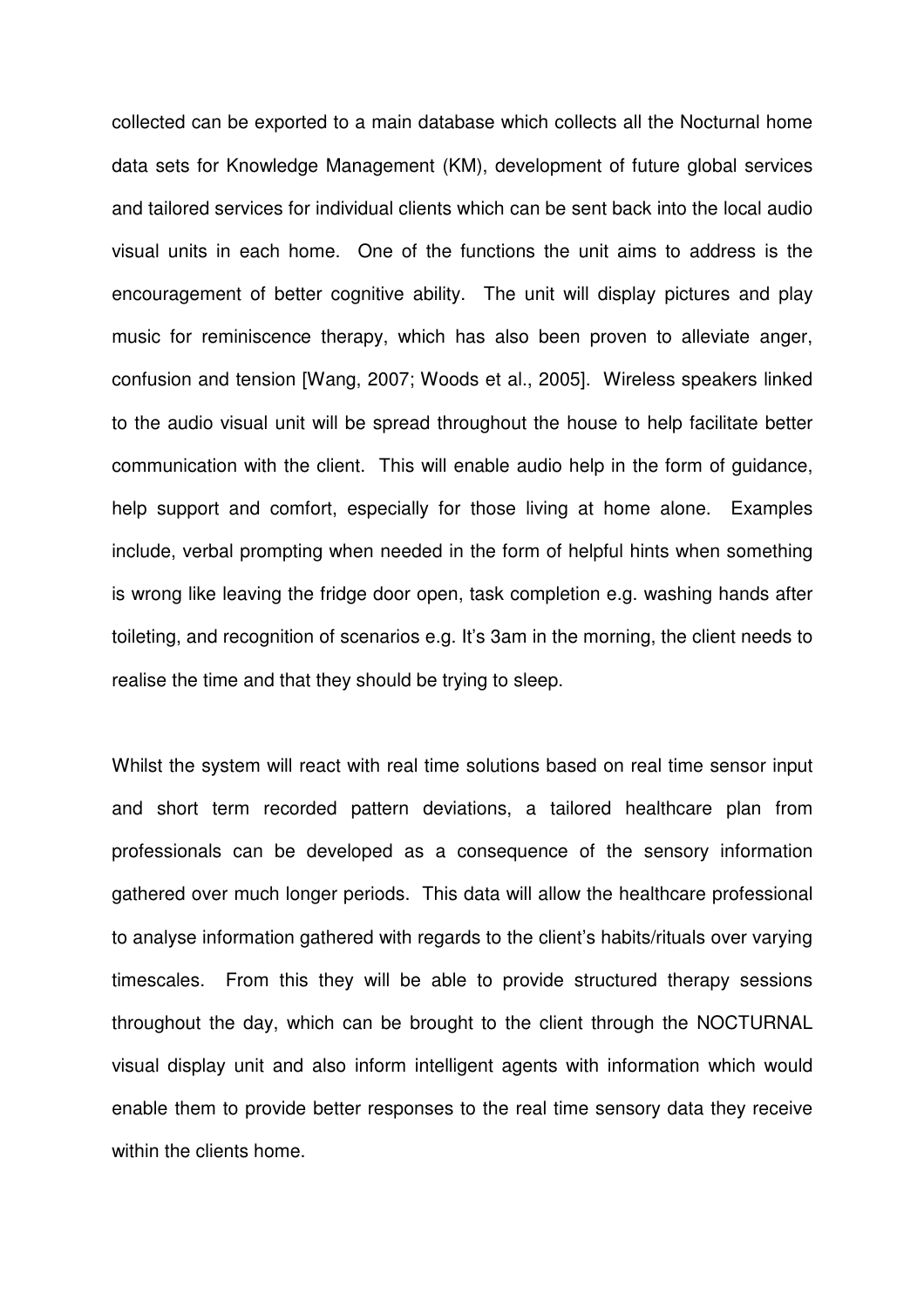collected can be exported to a main database which collects all the Nocturnal home data sets for Knowledge Management (KM), development of future global services and tailored services for individual clients which can be sent back into the local audio visual units in each home. One of the functions the unit aims to address is the encouragement of better cognitive ability. The unit will display pictures and play music for reminiscence therapy, which has also been proven to alleviate anger, confusion and tension [Wang, 2007; Woods et al., 2005]. Wireless speakers linked to the audio visual unit will be spread throughout the house to help facilitate better communication with the client. This will enable audio help in the form of guidance, help support and comfort, especially for those living at home alone. Examples include, verbal prompting when needed in the form of helpful hints when something is wrong like leaving the fridge door open, task completion e.g. washing hands after toileting, and recognition of scenarios e.g. It's 3am in the morning, the client needs to realise the time and that they should be trying to sleep.

Whilst the system will react with real time solutions based on real time sensor input and short term recorded pattern deviations, a tailored healthcare plan from professionals can be developed as a consequence of the sensory information gathered over much longer periods. This data will allow the healthcare professional to analyse information gathered with regards to the client's habits/rituals over varying timescales. From this they will be able to provide structured therapy sessions throughout the day, which can be brought to the client through the NOCTURNAL visual display unit and also inform intelligent agents with information which would enable them to provide better responses to the real time sensory data they receive within the clients home.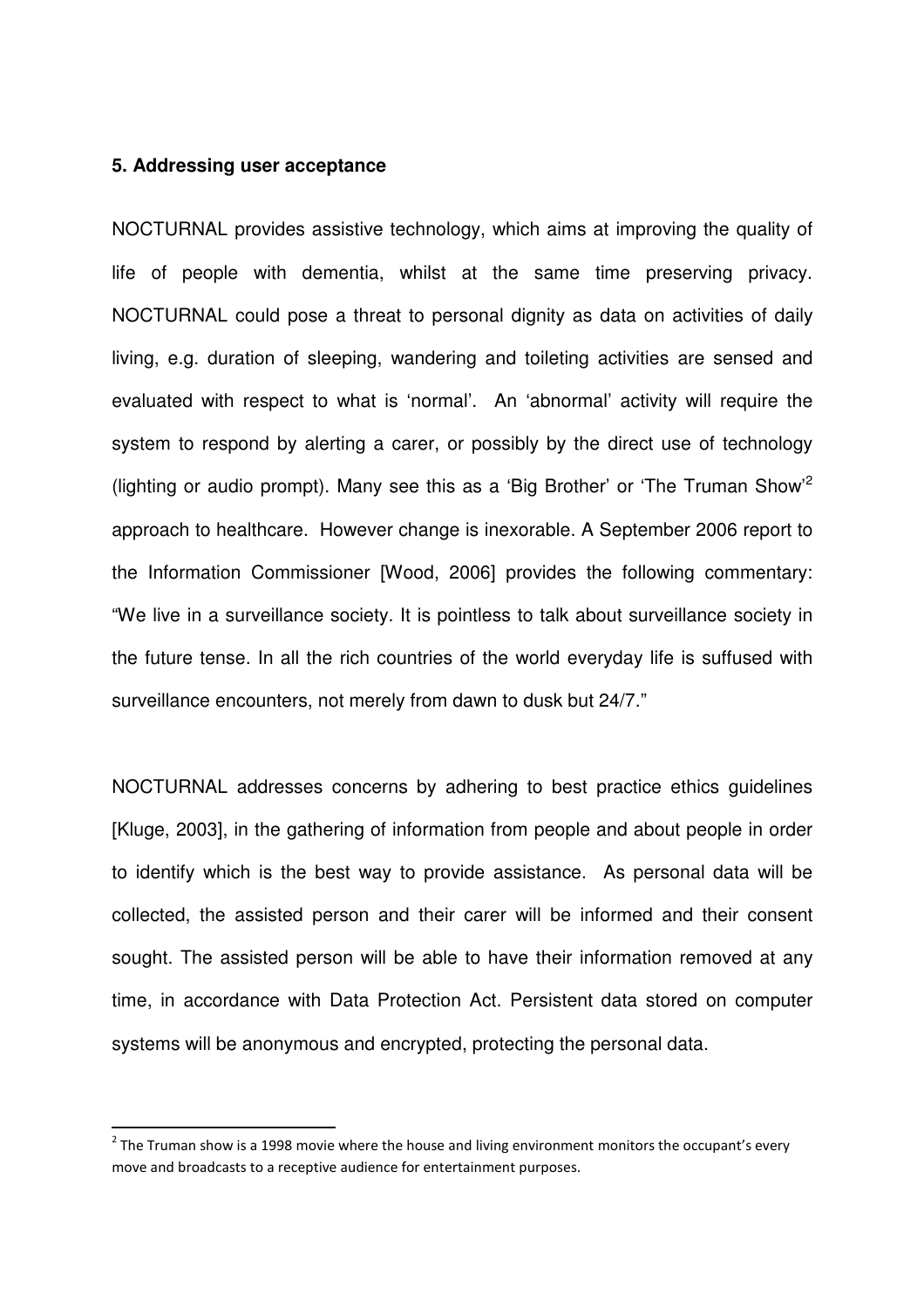**5. Addressing user acceptance**

NOCTURNAL provides assistive technology, which aims at improving the quality of life of people with dementia, whilst at the same time preserving privacy. NOCTURNAL could pose a threat to personal dignity as data on activities of daily living, e.g. duration of sleeping, wandering and toileting activities are sensed and evaluated with respect to what is 'normal'. An 'abnormal' activity will require the system to respond by alerting a carer, or possibly by the direct use of technology (lighting or audio prompt). Many see this as a 'Big Brother' or 'The Truman Show'[2] approach to healthcare. However change is inexorable. A September 2006 report to the Information Commissioner [Wood, 2006] provides the following commentary: "We live in a surveillance society. It is pointless to talk about surveillance society in the future tense. In all the rich countries of the world everyday life is suffused with surveillance encounters, not merely from dawn to dusk but 24/7."

NOCTURNAL addresses concerns by adhering to best practice ethics guidelines [Kluge, 2003], in the gathering of information from people and about people in order to identify which is the best way to provide assistance. As personal data will be collected, the assisted person and their carer will be informed and their consent sought. The assisted person will be able to have their information removed at any time, in accordance with Data Protection Act. Persistent data stored on computer systems will be anonymous and encrypted, protecting the personal data.

---

[2] The Truman show is a 1998 movie where the house and living environment monitors the occupant's every move and broadcasts to a receptive audience for entertainment purposes.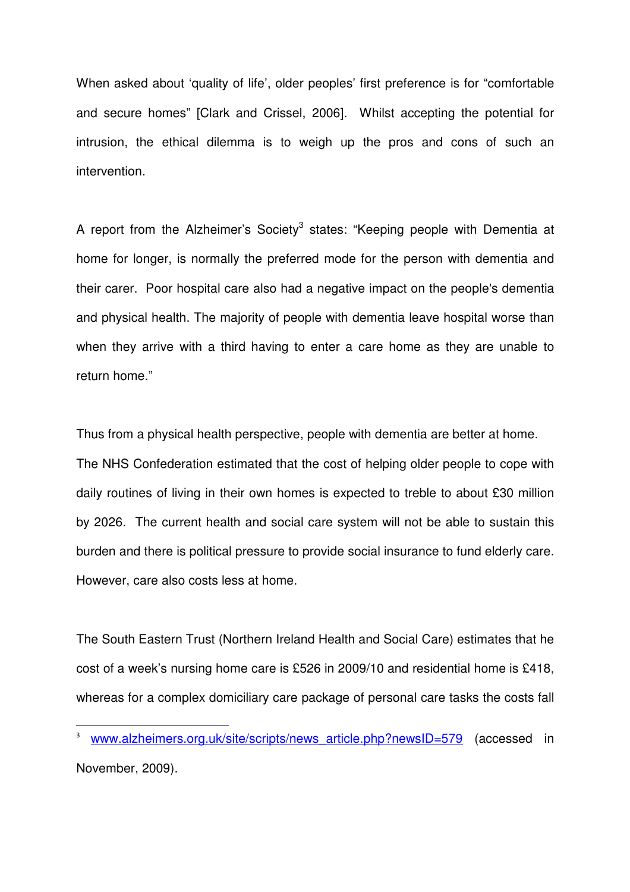When asked about 'quality of life', older peoples' first preference is for "comfortable and secure homes" [Clark and Crissel, 2006]. Whilst accepting the potential for intrusion, the ethical dilemma is to weigh up the pros and cons of such an intervention.

A report from the Alzheimer's Society[3] states: "Keeping people with Dementia at home for longer, is normally the preferred mode for the person with dementia and their carer. Poor hospital care also had a negative impact on the people's dementia and physical health. The majority of people with dementia leave hospital worse than when they arrive with a third having to enter a care home as they are unable to return home."

Thus from a physical health perspective, people with dementia are better at home.

The NHS Confederation estimated that the cost of helping older people to cope with daily routines of living in their own homes is expected to treble to about £30 million by 2026. The current health and social care system will not be able to sustain this burden and there is political pressure to provide social insurance to fund elderly care. However, care also costs less at home.

The South Eastern Trust (Northern Ireland Health and Social Care) estimates that he cost of a week's nursing home care is £526 in 2009/10 and residential home is £418, whereas for a complex domiciliary care package of personal care tasks the costs fall

[3] www.alzheimers.org.uk/site/scripts/news_article.php?newsID=579 (accessed in November, 2009).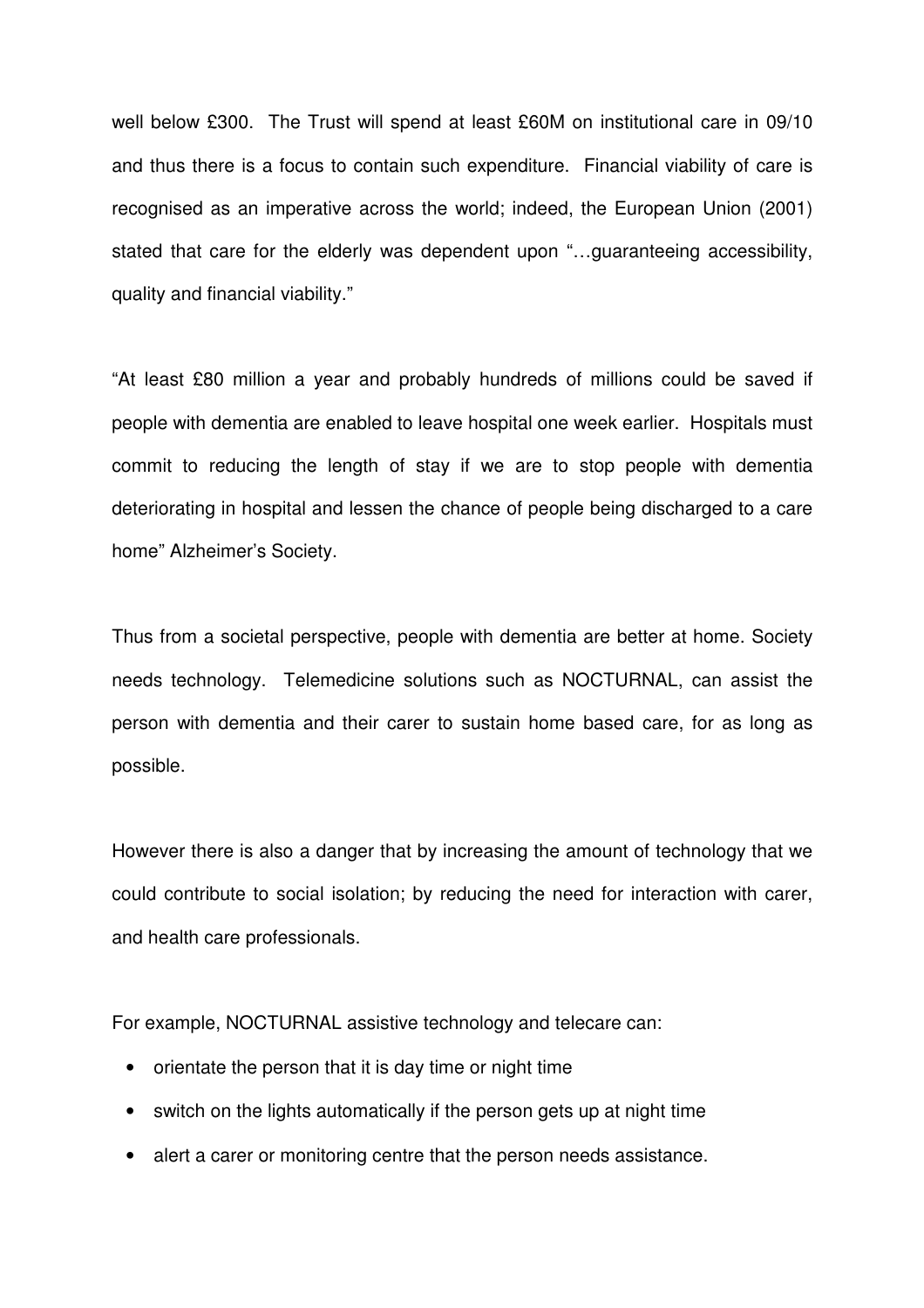well below £300. The Trust will spend at least £60M on institutional care in 09/10 and thus there is a focus to contain such expenditure. Financial viability of care is recognised as an imperative across the world; indeed, the European Union (2001) stated that care for the elderly was dependent upon "…guaranteeing accessibility, quality and financial viability."

"At least £80 million a year and probably hundreds of millions could be saved if people with dementia are enabled to leave hospital one week earlier. Hospitals must commit to reducing the length of stay if we are to stop people with dementia deteriorating in hospital and lessen the chance of people being discharged to a care home" Alzheimer's Society.

Thus from a societal perspective, people with dementia are better at home. Society needs technology. Telemedicine solutions such as NOCTURNAL, can assist the person with dementia and their carer to sustain home based care, for as long as possible.

However there is also a danger that by increasing the amount of technology that we could contribute to social isolation; by reducing the need for interaction with carer, and health care professionals.

For example, NOCTURNAL assistive technology and telecare can:

- orientate the person that it is day time or night time
- switch on the lights automatically if the person gets up at night time
- alert a carer or monitoring centre that the person needs assistance.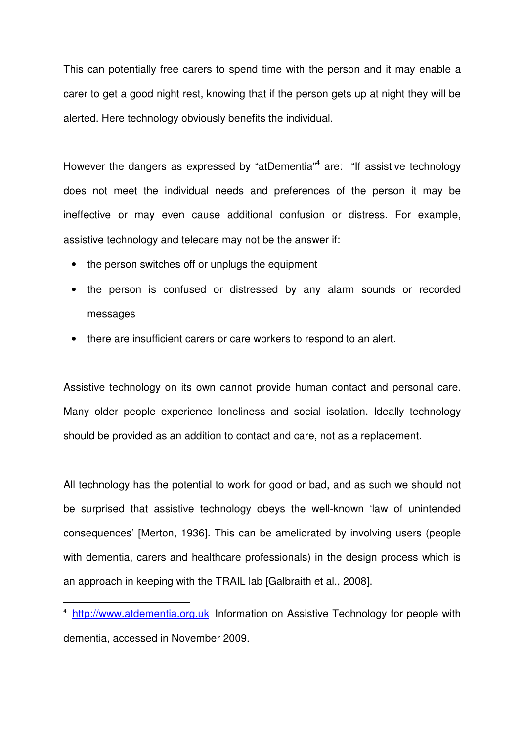This can potentially free carers to spend time with the person and it may enable a carer to get a good night rest, knowing that if the person gets up at night they will be alerted. Here technology obviously benefits the individual.

However the dangers as expressed by "atDementia"[4] are: "If assistive technology does not meet the individual needs and preferences of the person it may be ineffective or may even cause additional confusion or distress. For example, assistive technology and telecare may not be the answer if:

- the person switches off or unplugs the equipment
- the person is confused or distressed by any alarm sounds or recorded messages
- there are insufficient carers or care workers to respond to an alert.

Assistive technology on its own cannot provide human contact and personal care. Many older people experience loneliness and social isolation. Ideally technology should be provided as an addition to contact and care, not as a replacement.

All technology has the potential to work for good or bad, and as such we should not be surprised that assistive technology obeys the well-known 'law of unintended consequences' [Merton, 1936]. This can be ameliorated by involving users (people with dementia, carers and healthcare professionals) in the design process which is an approach in keeping with the TRAIL lab [Galbraith et al., 2008].

[4] http://www.atdementia.org.uk Information on Assistive Technology for people with dementia, accessed in November 2009.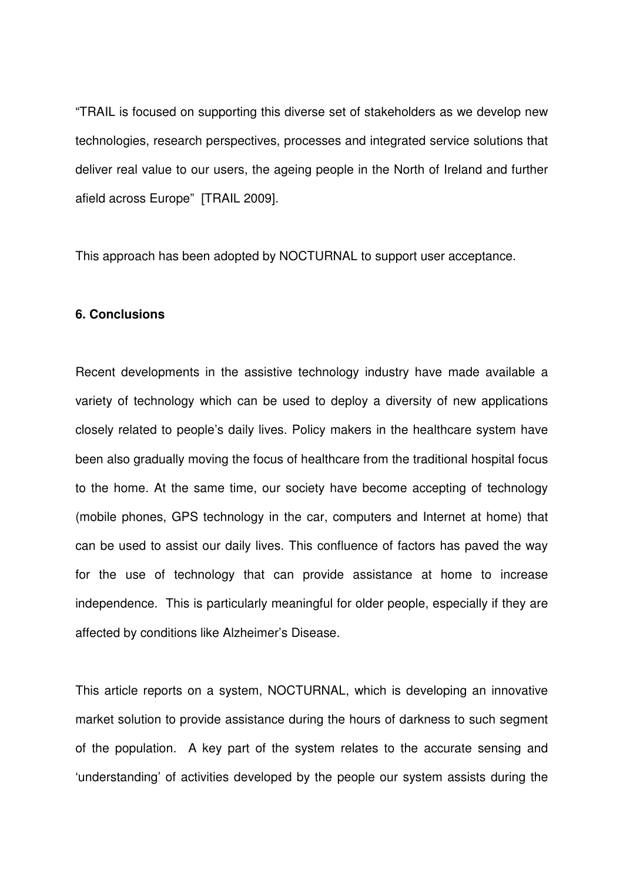"TRAIL is focused on supporting this diverse set of stakeholders as we develop new technologies, research perspectives, processes and integrated service solutions that deliver real value to our users, the ageing people in the North of Ireland and further afield across Europe" [TRAIL 2009].

This approach has been adopted by NOCTURNAL to support user acceptance.

**6. Conclusions**

Recent developments in the assistive technology industry have made available a variety of technology which can be used to deploy a diversity of new applications closely related to people's daily lives. Policy makers in the healthcare system have been also gradually moving the focus of healthcare from the traditional hospital focus to the home. At the same time, our society have become accepting of technology (mobile phones, GPS technology in the car, computers and Internet at home) that can be used to assist our daily lives. This confluence of factors has paved the way for the use of technology that can provide assistance at home to increase independence. This is particularly meaningful for older people, especially if they are affected by conditions like Alzheimer's Disease.

This article reports on a system, NOCTURNAL, which is developing an innovative market solution to provide assistance during the hours of darkness to such segment of the population. A key part of the system relates to the accurate sensing and 'understanding' of activities developed by the people our system assists during the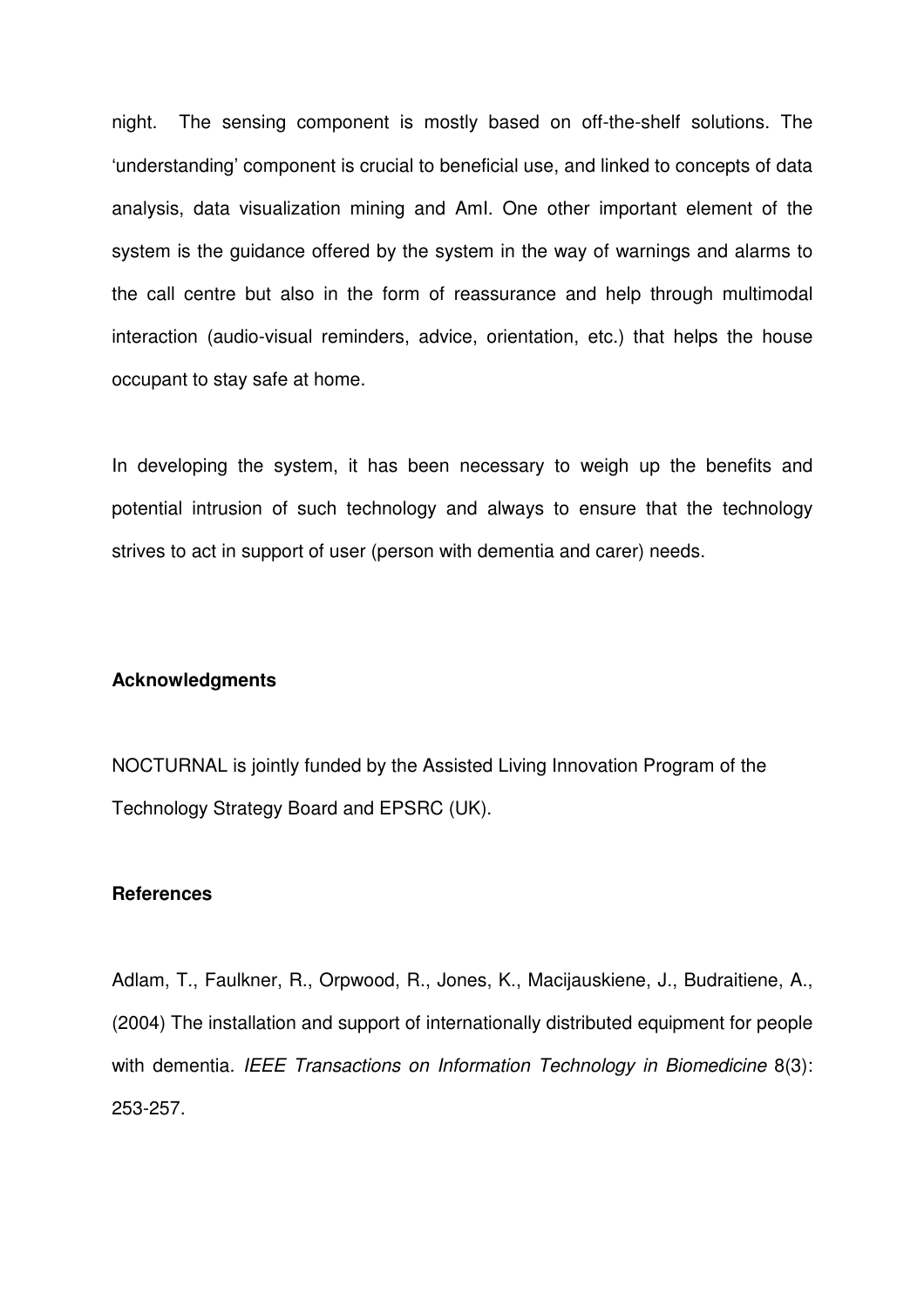night. The sensing component is mostly based on off-the-shelf solutions. The 'understanding' component is crucial to beneficial use, and linked to concepts of data analysis, data visualization mining and AmI. One other important element of the system is the guidance offered by the system in the way of warnings and alarms to the call centre but also in the form of reassurance and help through multimodal interaction (audio-visual reminders, advice, orientation, etc.) that helps the house occupant to stay safe at home.

In developing the system, it has been necessary to weigh up the benefits and potential intrusion of such technology and always to ensure that the technology strives to act in support of user (person with dementia and carer) needs.

**Acknowledgments**

NOCTURNAL is jointly funded by the Assisted Living Innovation Program of the Technology Strategy Board and EPSRC (UK).

**References**

Adlam, T., Faulkner, R., Orpwood, R., Jones, K., Macijauskiene, J., Budraitiene, A., (2004) The installation and support of internationally distributed equipment for people with dementia. *IEEE Transactions on Information Technology in Biomedicine* 8(3): 253-257.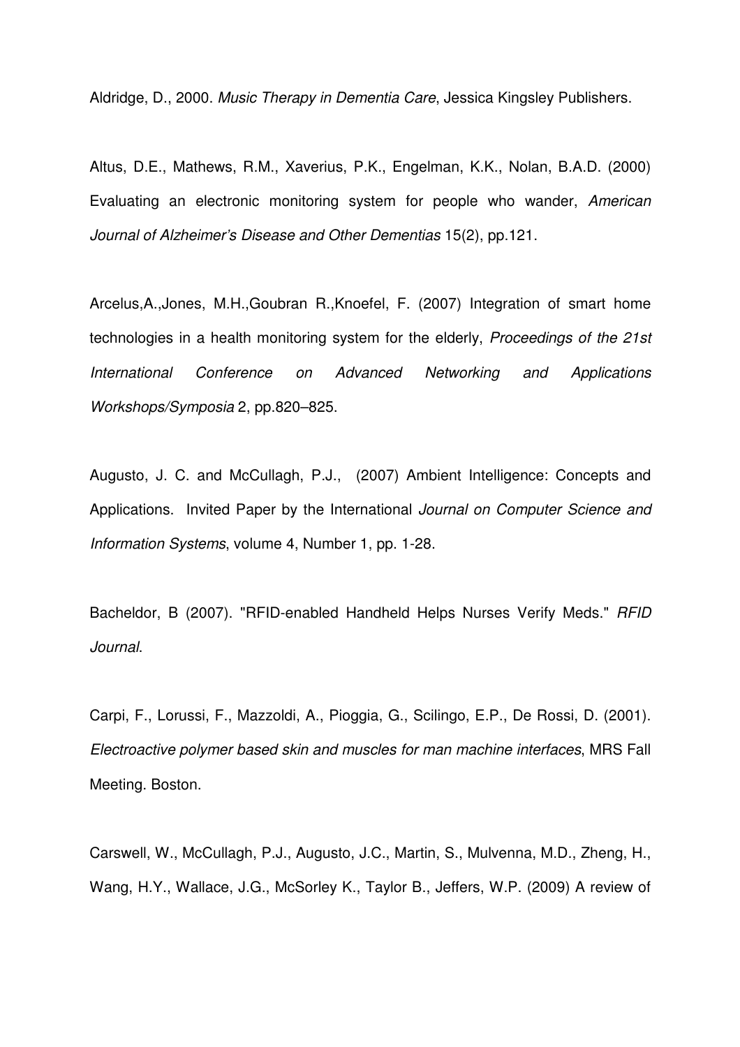Aldridge, D., 2000. *Music Therapy in Dementia Care*, Jessica Kingsley Publishers.

Altus, D.E., Mathews, R.M., Xaverius, P.K., Engelman, K.K., Nolan, B.A.D. (2000) Evaluating an electronic monitoring system for people who wander, *American Journal of Alzheimer's Disease and Other Dementias* 15(2), pp.121.

Arcelus,A.,Jones, M.H.,Goubran R.,Knoefel, F. (2007) Integration of smart home technologies in a health monitoring system for the elderly, *Proceedings of the 21st International Conference on Advanced Networking and Applications Workshops/Symposia* 2, pp.820–825.

Augusto, J. C. and McCullagh, P.J., (2007) Ambient Intelligence: Concepts and Applications. Invited Paper by the International *Journal on Computer Science and Information Systems*, volume 4, Number 1, pp. 1-28.

Bacheldor, B (2007). "RFID-enabled Handheld Helps Nurses Verify Meds." *RFID Journal*.

Carpi, F., Lorussi, F., Mazzoldi, A., Pioggia, G., Scilingo, E.P., De Rossi, D. (2001). *Electroactive polymer based skin and muscles for man machine interfaces*, MRS Fall Meeting. Boston.

Carswell, W., McCullagh, P.J., Augusto, J.C., Martin, S., Mulvenna, M.D., Zheng, H., Wang, H.Y., Wallace, J.G., McSorley K., Taylor B., Jeffers, W.P. (2009) A review of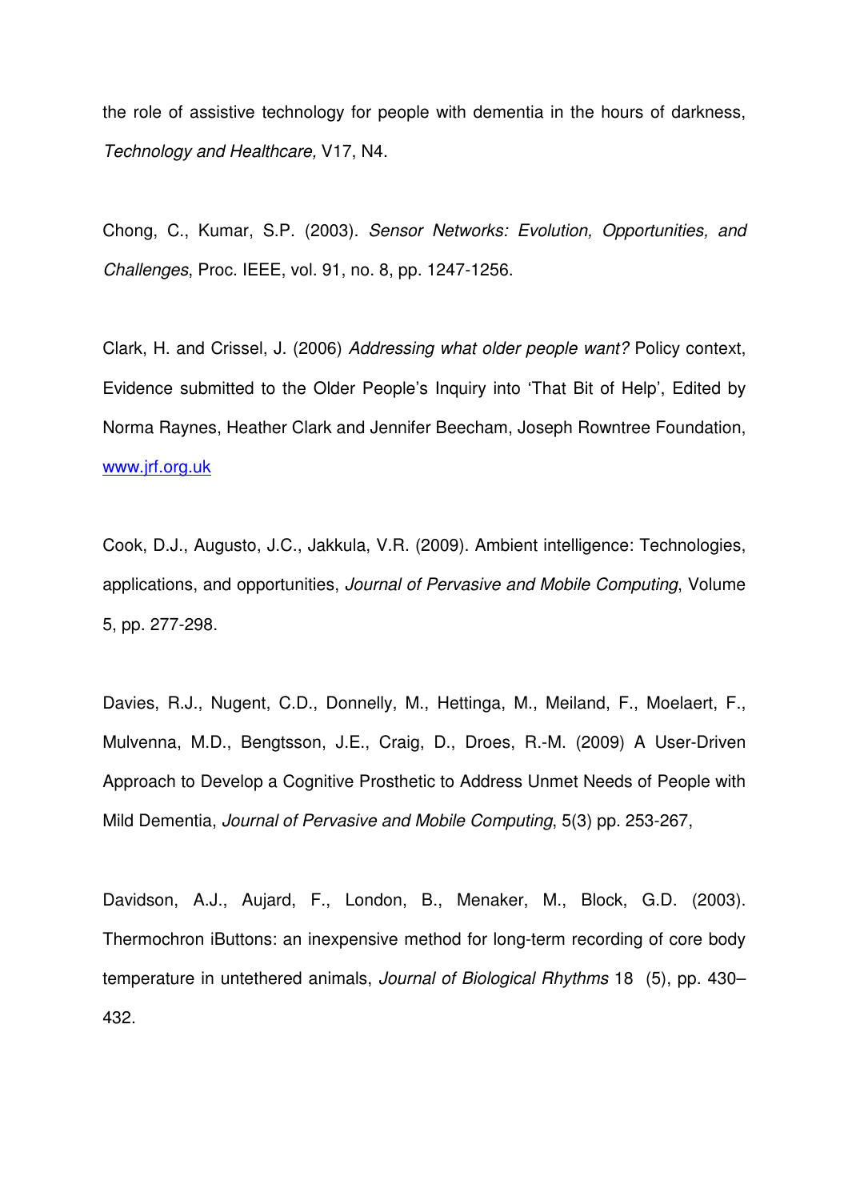the role of assistive technology for people with dementia in the hours of darkness, *Technology and Healthcare,* V17, N4.

Chong, C., Kumar, S.P. (2003). *Sensor Networks: Evolution, Opportunities, and Challenges*, Proc. IEEE, vol. 91, no. 8, pp. 1247-1256.

Clark, H. and Crissel, J. (2006) *Addressing what older people want?* Policy context, Evidence submitted to the Older People's Inquiry into 'That Bit of Help', Edited by Norma Raynes, Heather Clark and Jennifer Beecham, Joseph Rowntree Foundation, www.jrf.org.uk

Cook, D.J., Augusto, J.C., Jakkula, V.R. (2009). Ambient intelligence: Technologies, applications, and opportunities, *Journal of Pervasive and Mobile Computing*, Volume 5, pp. 277-298.

Davies, R.J., Nugent, C.D., Donnelly, M., Hettinga, M., Meiland, F., Moelaert, F., Mulvenna, M.D., Bengtsson, J.E., Craig, D., Droes, R.-M. (2009) A User-Driven Approach to Develop a Cognitive Prosthetic to Address Unmet Needs of People with Mild Dementia, *Journal of Pervasive and Mobile Computing*, 5(3) pp. 253-267,

Davidson, A.J., Aujard, F., London, B., Menaker, M., Block, G.D. (2003). Thermochron iButtons: an inexpensive method for long-term recording of core body temperature in untethered animals, *Journal of Biological Rhythms* 18 (5), pp. 430–432.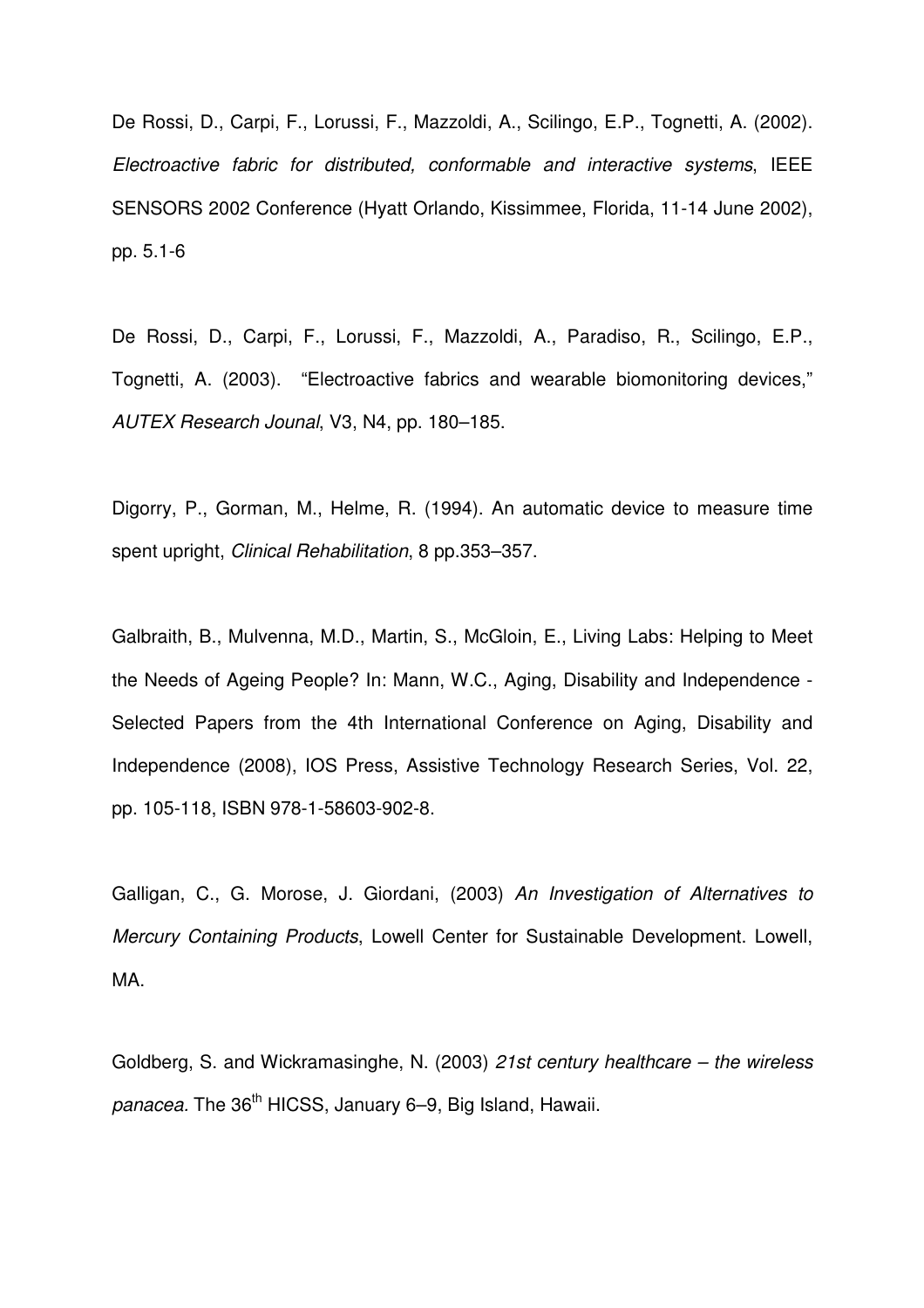De Rossi, D., Carpi, F., Lorussi, F., Mazzoldi, A., Scilingo, E.P., Tognetti, A. (2002). *Electroactive fabric for distributed, conformable and interactive systems*, IEEE SENSORS 2002 Conference (Hyatt Orlando, Kissimmee, Florida, 11-14 June 2002), pp. 5.1-6

De Rossi, D., Carpi, F., Lorussi, F., Mazzoldi, A., Paradiso, R., Scilingo, E.P., Tognetti, A. (2003). "Electroactive fabrics and wearable biomonitoring devices," *AUTEX Research Jounal*, V3, N4, pp. 180–185.

Digorry, P., Gorman, M., Helme, R. (1994). An automatic device to measure time spent upright, *Clinical Rehabilitation*, 8 pp.353–357.

Galbraith, B., Mulvenna, M.D., Martin, S., McGloin, E., Living Labs: Helping to Meet the Needs of Ageing People? In: Mann, W.C., Aging, Disability and Independence - Selected Papers from the 4th International Conference on Aging, Disability and Independence (2008), IOS Press, Assistive Technology Research Series, Vol. 22, pp. 105-118, ISBN 978-1-58603-902-8.

Galligan, C., G. Morose, J. Giordani, (2003) *An Investigation of Alternatives to Mercury Containing Products*, Lowell Center for Sustainable Development. Lowell, MA.

Goldberg, S. and Wickramasinghe, N. (2003) *21st century healthcare – the wireless panacea.* The 36th HICSS, January 6–9, Big Island, Hawaii.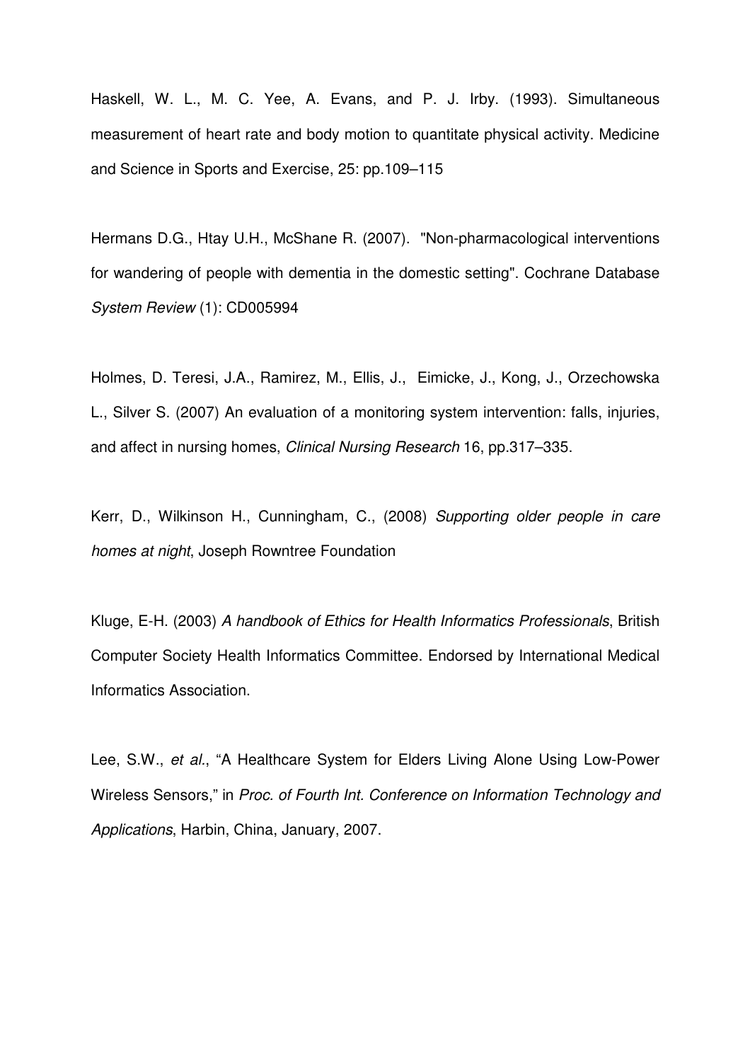Haskell, W. L., M. C. Yee, A. Evans, and P. J. Irby. (1993). Simultaneous measurement of heart rate and body motion to quantitate physical activity. Medicine and Science in Sports and Exercise, 25: pp.109–115

Hermans D.G., Htay U.H., McShane R. (2007). "Non-pharmacological interventions for wandering of people with dementia in the domestic setting". Cochrane Database *System Review* (1): CD005994

Holmes, D. Teresi, J.A., Ramirez, M., Ellis, J., Eimicke, J., Kong, J., Orzechowska L., Silver S. (2007) An evaluation of a monitoring system intervention: falls, injuries, and affect in nursing homes, *Clinical Nursing Research* 16, pp.317–335.

Kerr, D., Wilkinson H., Cunningham, C., (2008) *Supporting older people in care homes at night*, Joseph Rowntree Foundation

Kluge, E-H. (2003) *A handbook of Ethics for Health Informatics Professionals*, British Computer Society Health Informatics Committee. Endorsed by International Medical Informatics Association.

Lee, S.W., *et al.*, "A Healthcare System for Elders Living Alone Using Low-Power Wireless Sensors," in *Proc. of Fourth Int. Conference on Information Technology and Applications*, Harbin, China, January, 2007.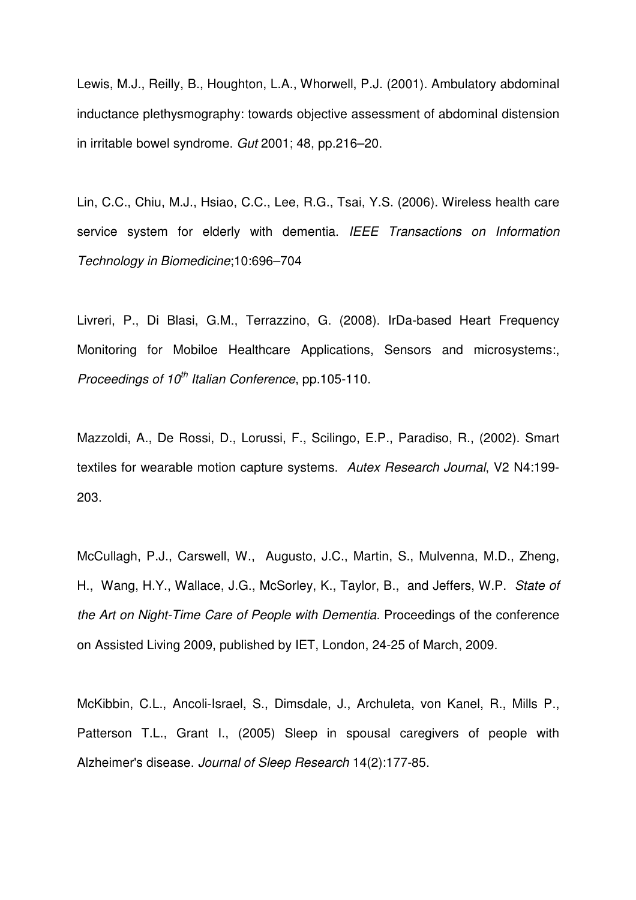Lewis, M.J., Reilly, B., Houghton, L.A., Whorwell, P.J. (2001). Ambulatory abdominal inductance plethysmography: towards objective assessment of abdominal distension in irritable bowel syndrome. *Gut* 2001; 48, pp.216–20.

Lin, C.C., Chiu, M.J., Hsiao, C.C., Lee, R.G., Tsai, Y.S. (2006). Wireless health care service system for elderly with dementia. *IEEE Transactions on Information Technology in Biomedicine*;10:696–704

Livreri, P., Di Blasi, G.M., Terrazzino, G. (2008). IrDa-based Heart Frequency Monitoring for Mobiloe Healthcare Applications, Sensors and microsystems:, *Proceedings of 10th Italian Conference*, pp.105-110.

Mazzoldi, A., De Rossi, D., Lorussi, F., Scilingo, E.P., Paradiso, R., (2002). Smart textiles for wearable motion capture systems. *Autex Research Journal*, V2 N4:199-203.

McCullagh, P.J., Carswell, W., Augusto, J.C., Martin, S., Mulvenna, M.D., Zheng, H., Wang, H.Y., Wallace, J.G., McSorley, K., Taylor, B., and Jeffers, W.P. *State of the Art on Night-Time Care of People with Dementia.* Proceedings of the conference on Assisted Living 2009, published by IET, London, 24-25 of March, 2009.

McKibbin, C.L., Ancoli-Israel, S., Dimsdale, J., Archuleta, von Kanel, R., Mills P., Patterson T.L., Grant I., (2005) Sleep in spousal caregivers of people with Alzheimer's disease. *Journal of Sleep Research* 14(2):177-85.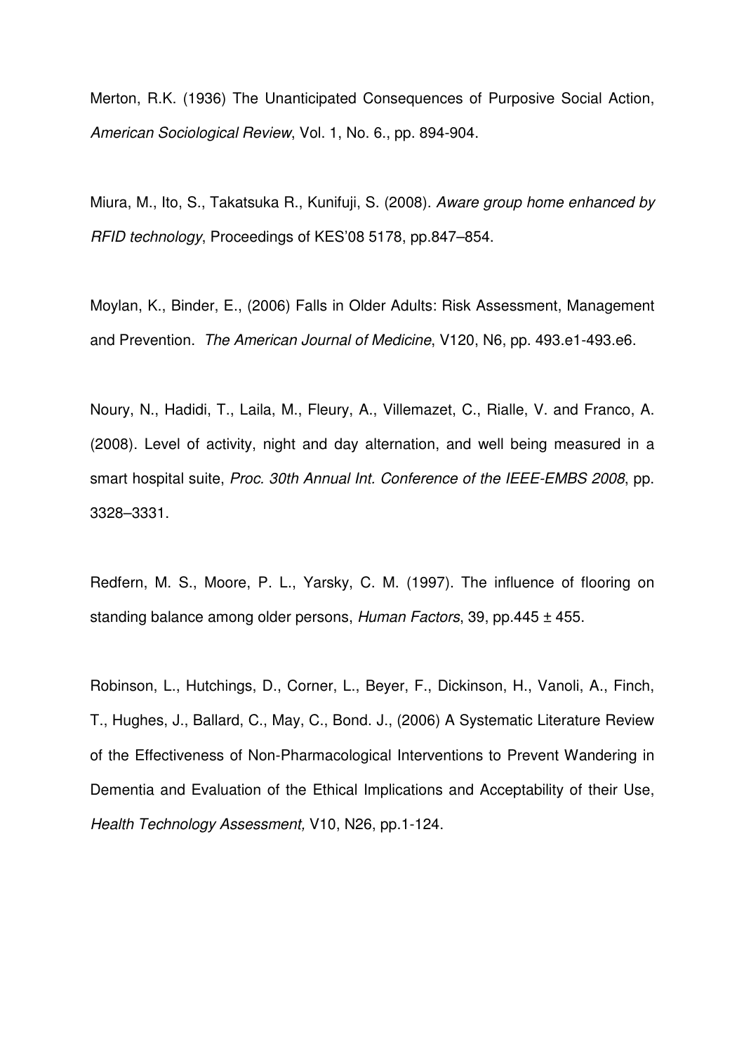Merton, R.K. (1936) The Unanticipated Consequences of Purposive Social Action, *American Sociological Review*, Vol. 1, No. 6., pp. 894-904.

Miura, M., Ito, S., Takatsuka R., Kunifuji, S. (2008). *Aware group home enhanced by RFID technology*, Proceedings of KES'08 5178, pp.847–854.

Moylan, K., Binder, E., (2006) Falls in Older Adults: Risk Assessment, Management and Prevention. *The American Journal of Medicine*, V120, N6, pp. 493.e1-493.e6.

Noury, N., Hadidi, T., Laila, M., Fleury, A., Villemazet, C., Rialle, V. and Franco, A. (2008). Level of activity, night and day alternation, and well being measured in a smart hospital suite, *Proc. 30th Annual Int. Conference of the IEEE-EMBS 2008*, pp. 3328–3331.

Redfern, M. S., Moore, P. L., Yarsky, C. M. (1997). The influence of flooring on standing balance among older persons, *Human Factors*, 39, pp.445 ± 455.

Robinson, L., Hutchings, D., Corner, L., Beyer, F., Dickinson, H., Vanoli, A., Finch, T., Hughes, J., Ballard, C., May, C., Bond. J., (2006) A Systematic Literature Review of the Effectiveness of Non-Pharmacological Interventions to Prevent Wandering in Dementia and Evaluation of the Ethical Implications and Acceptability of their Use, *Health Technology Assessment,* V10, N26, pp.1-124.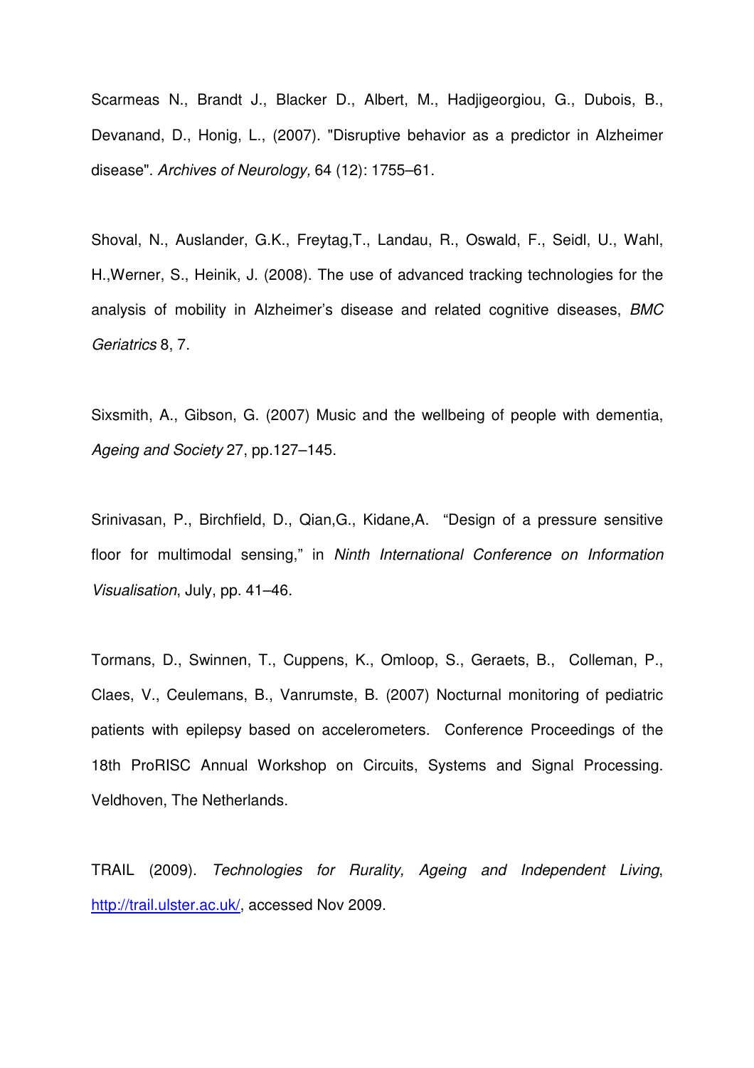Scarmeas N., Brandt J., Blacker D., Albert, M., Hadjigeorgiou, G., Dubois, B., Devanand, D., Honig, L., (2007). "Disruptive behavior as a predictor in Alzheimer disease". *Archives of Neurology,* 64 (12): 1755–61.

Shoval, N., Auslander, G.K., Freytag,T., Landau, R., Oswald, F., Seidl, U., Wahl, H.,Werner, S., Heinik, J. (2008). The use of advanced tracking technologies for the analysis of mobility in Alzheimer's disease and related cognitive diseases, *BMC Geriatrics* 8, 7.

Sixsmith, A., Gibson, G. (2007) Music and the wellbeing of people with dementia, *Ageing and Society* 27, pp.127–145.

Srinivasan, P., Birchfield, D., Qian,G., Kidane,A. "Design of a pressure sensitive floor for multimodal sensing," in *Ninth International Conference on Information Visualisation*, July, pp. 41–46.

Tormans, D., Swinnen, T., Cuppens, K., Omloop, S., Geraets, B., Colleman, P., Claes, V., Ceulemans, B., Vanrumste, B. (2007) Nocturnal monitoring of pediatric patients with epilepsy based on accelerometers. Conference Proceedings of the 18th ProRISC Annual Workshop on Circuits, Systems and Signal Processing. Veldhoven, The Netherlands.

TRAIL (2009). *Technologies for Rurality, Ageing and Independent Living*, http://trail.ulster.ac.uk/, accessed Nov 2009.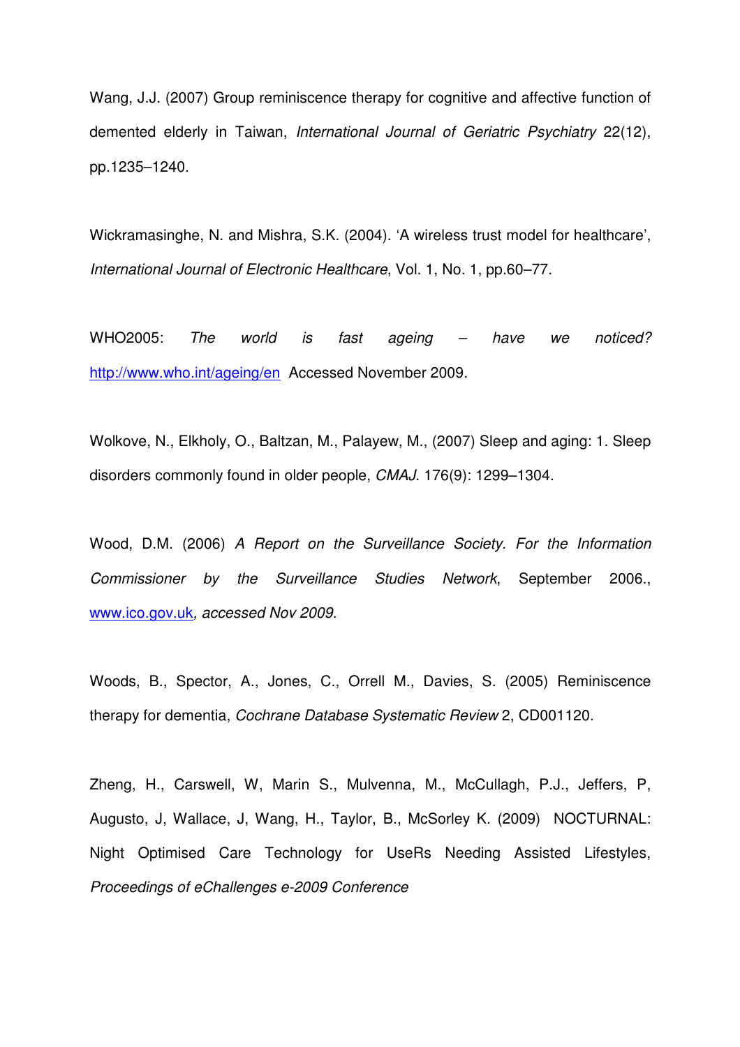Wang, J.J. (2007) Group reminiscence therapy for cognitive and affective function of demented elderly in Taiwan, *International Journal of Geriatric Psychiatry* 22(12), pp.1235–1240.

Wickramasinghe, N. and Mishra, S.K. (2004). 'A wireless trust model for healthcare', *International Journal of Electronic Healthcare*, Vol. 1, No. 1, pp.60–77.

WHO2005: *The world is fast ageing – have we noticed?* http://www.who.int/ageing/en Accessed November 2009.

Wolkove, N., Elkholy, O., Baltzan, M., Palayew, M., (2007) Sleep and aging: 1. Sleep disorders commonly found in older people, *CMAJ*. 176(9): 1299–1304.

Wood, D.M. (2006) *A Report on the Surveillance Society. For the Information Commissioner by the Surveillance Studies Network*, September 2006., www.ico.gov.uk*, accessed Nov 2009.*

Woods, B., Spector, A., Jones, C., Orrell M., Davies, S. (2005) Reminiscence therapy for dementia, *Cochrane Database Systematic Review* 2, CD001120.

Zheng, H., Carswell, W, Marin S., Mulvenna, M., McCullagh, P.J., Jeffers, P, Augusto, J, Wallace, J, Wang, H., Taylor, B., McSorley K. (2009) NOCTURNAL: Night Optimised Care Technology for UseRs Needing Assisted Lifestyles, *Proceedings of eChallenges e-2009 Conference*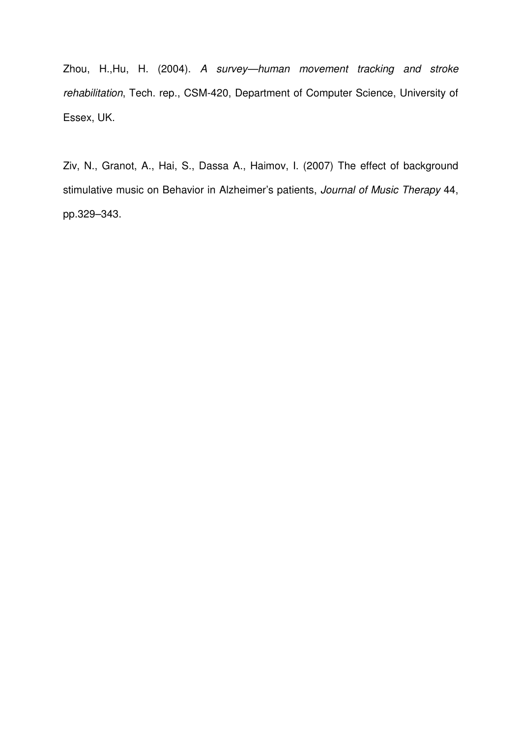Zhou, H.,Hu, H. (2004). *A survey—human movement tracking and stroke rehabilitation*, Tech. rep., CSM-420, Department of Computer Science, University of Essex, UK.

Ziv, N., Granot, A., Hai, S., Dassa A., Haimov, I. (2007) The effect of background stimulative music on Behavior in Alzheimer's patients, *Journal of Music Therapy* 44, pp.329–343.